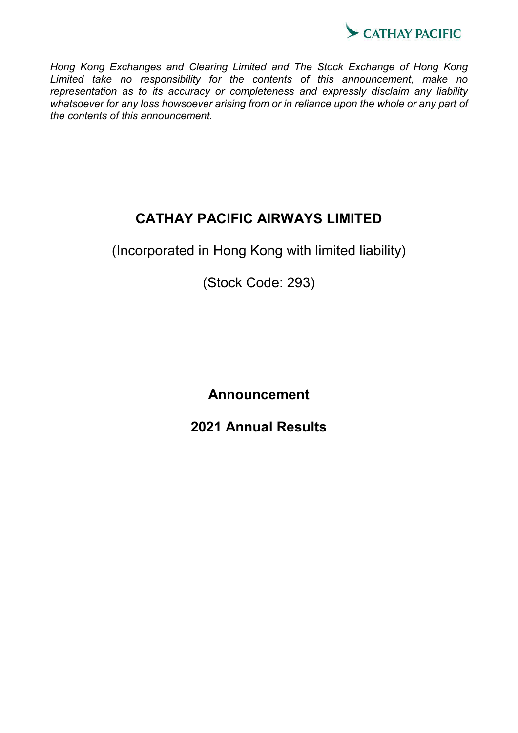CATHAY PACIFIC

*Hong Kong Exchanges and Clearing Limited and The Stock Exchange of Hong Kong Limited take no responsibility for the contents of this announcement, make no representation as to its accuracy or completeness and expressly disclaim any liability whatsoever for any loss howsoever arising from or in reliance upon the whole or any part of the contents of this announcement.*

# CATHAY PACIFIC AIRWAYS LIMITED

(Incorporated in Hong Kong with limited liability)

(Stock Code: 293)

## Announcement

## 2021 Annual Results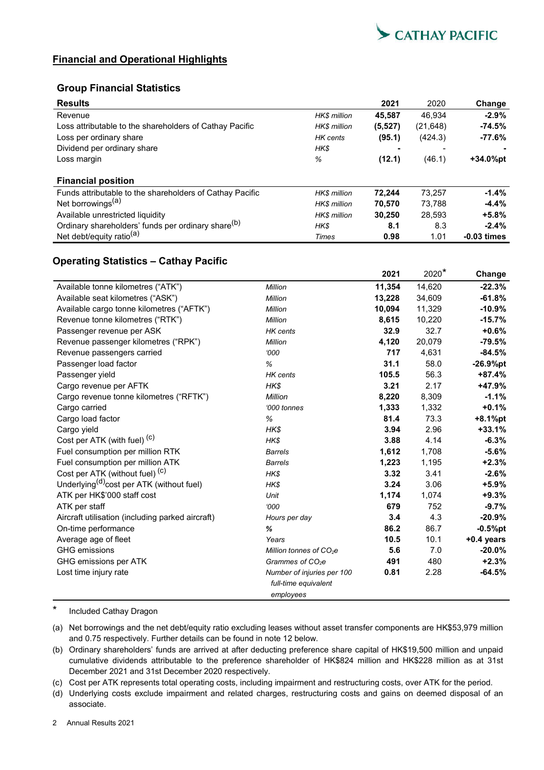## Financial and Operational Highlights

### Group Financial Statistics

| Results | | 2021 | 2020 | Change |
|---|---|---|---|---|
| Revenue | *HK$ million* | **45,587** | 46,934 | **-2.9%** |
| Loss attributable to the shareholders of Cathay Pacific | *HK$ million* | **(5,527)** | (21,648) | **-74.5%** |
| Loss per ordinary share | *HK cents* | **(95.1)** | (424.3) | **-77.6%** |
| Dividend per ordinary share | *HK$* | **-** | - | **-** |
| Loss margin | *%* | **(12.1)** | (46.1) | **+34.0%pt** |
| **Financial position** | | | | |
| Funds attributable to the shareholders of Cathay Pacific | *HK$ million* | **72,244** | 73,257 | **-1.4%** |
| Net borrowings[(a)] | *HK$ million* | **70,570** | 73,788 | **-4.4%** |
| Available unrestricted liquidity | *HK$ million* | **30,250** | 28,593 | **+5.8%** |
| Ordinary shareholders' funds per ordinary share[(b)] | *HK$* | **8.1** | 8.3 | **-2.4%** |
| Net debt/equity ratio[(a)] | *Times* | **0.98** | 1.01 | **-0.03 times** |

### Operating Statistics – Cathay Pacific

| | | 2021 | 2020* | Change |
|---|---|---|---|---|
| Available tonne kilometres ("ATK") | *Million* | **11,354** | 14,620 | **-22.3%** |
| Available seat kilometres ("ASK") | *Million* | **13,228** | 34,609 | **-61.8%** |
| Available cargo tonne kilometres ("AFTK") | *Million* | **10,094** | 11,329 | **-10.9%** |
| Revenue tonne kilometres ("RTK") | *Million* | **8,615** | 10,220 | **-15.7%** |
| Passenger revenue per ASK | *HK cents* | **32.9** | 32.7 | **+0.6%** |
| Revenue passenger kilometres ("RPK") | *Million* | **4,120** | 20,079 | **-79.5%** |
| Revenue passengers carried | *'000* | **717** | 4,631 | **-84.5%** |
| Passenger load factor | *%* | **31.1** | 58.0 | **-26.9%pt** |
| Passenger yield | *HK cents* | **105.5** | 56.3 | **+87.4%** |
| Cargo revenue per AFTK | *HK$* | **3.21** | 2.17 | **+47.9%** |
| Cargo revenue tonne kilometres ("RFTK") | *Million* | **8,220** | 8,309 | **-1.1%** |
| Cargo carried | *'000 tonnes* | **1,333** | 1,332 | **+0.1%** |
| Cargo load factor | *%* | **81.4** | 73.3 | **+8.1%pt** |
| Cargo yield | *HK$* | **3.94** | 2.96 | **+33.1%** |
| Cost per ATK (with fuel) [(c)] | *HK$* | **3.88** | 4.14 | **-6.3%** |
| Fuel consumption per million RTK | *Barrels* | **1,612** | 1,708 | **-5.6%** |
| Fuel consumption per million ATK | *Barrels* | **1,223** | 1,195 | **+2.3%** |
| Cost per ATK (without fuel) [(c)] | *HK$* | **3.32** | 3.41 | **-2.6%** |
| Underlying[(d)] cost per ATK (without fuel) | *HK$* | **3.24** | 3.06 | **+5.9%** |
| ATK per HK$'000 staff cost | *Unit* | **1,174** | 1,074 | **+9.3%** |
| ATK per staff | *'000* | **679** | 752 | **-9.7%** |
| Aircraft utilisation (including parked aircraft) | *Hours per day* | **3.4** | 4.3 | **-20.9%** |
| On-time performance | *%* | **86.2** | 86.7 | **-0.5%pt** |
| Average age of fleet | *Years* | **10.5** | 10.1 | **+0.4 years** |
| GHG emissions | *Million tonnes of $CO_2e$* | **5.6** | 7.0 | **-20.0%** |
| GHG emissions per ATK | *Grammes of $CO_2e$* | **491** | 480 | **+2.3%** |
| Lost time injury rate | *Number of injuries per 100 full-time equivalent employees* | **0.81** | 2.28 | **-64.5%** |

\* Included Cathay Dragon

(a) Net borrowings and the net debt/equity ratio excluding leases without asset transfer components are HK$53,979 million and 0.75 respectively. Further details can be found in note 12 below.

(b) Ordinary shareholders' funds are arrived at after deducting preference share capital of HK$19,500 million and unpaid cumulative dividends attributable to the preference shareholder of HK$824 million and HK$228 million as at 31st December 2021 and 31st December 2020 respectively.

(c) Cost per ATK represents total operating costs, including impairment and restructuring costs, over ATK for the period.

(d) Underlying costs exclude impairment and related charges, restructuring costs and gains on deemed disposal of an associate.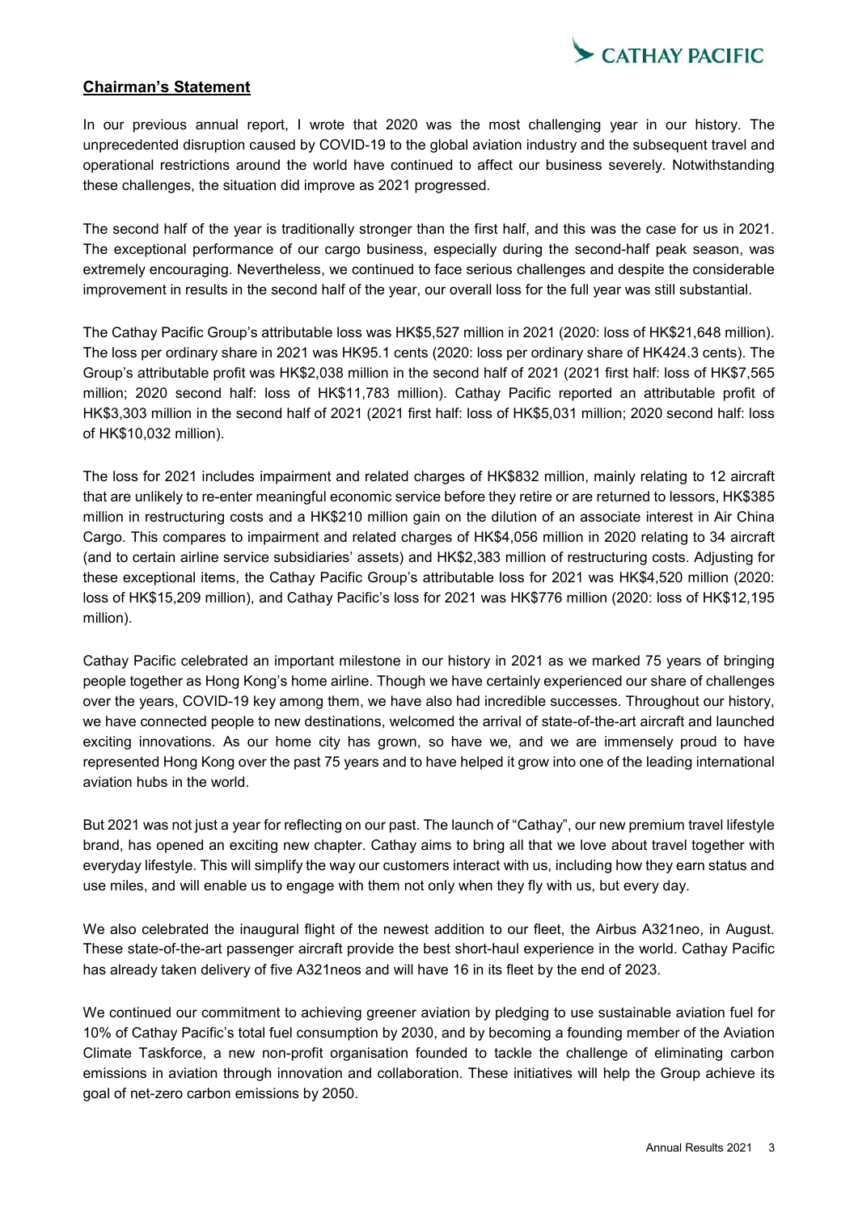## Chairman's Statement

In our previous annual report, I wrote that 2020 was the most challenging year in our history. The unprecedented disruption caused by COVID-19 to the global aviation industry and the subsequent travel and operational restrictions around the world have continued to affect our business severely. Notwithstanding these challenges, the situation did improve as 2021 progressed.

The second half of the year is traditionally stronger than the first half, and this was the case for us in 2021. The exceptional performance of our cargo business, especially during the second-half peak season, was extremely encouraging. Nevertheless, we continued to face serious challenges and despite the considerable improvement in results in the second half of the year, our overall loss for the full year was still substantial.

The Cathay Pacific Group's attributable loss was HK$5,527 million in 2021 (2020: loss of HK$21,648 million). The loss per ordinary share in 2021 was HK95.1 cents (2020: loss per ordinary share of HK424.3 cents). The Group's attributable profit was HK$2,038 million in the second half of 2021 (2021 first half: loss of HK$7,565 million; 2020 second half: loss of HK$11,783 million). Cathay Pacific reported an attributable profit of HK$3,303 million in the second half of 2021 (2021 first half: loss of HK$5,031 million; 2020 second half: loss of HK$10,032 million).

The loss for 2021 includes impairment and related charges of HK$832 million, mainly relating to 12 aircraft that are unlikely to re-enter meaningful economic service before they retire or are returned to lessors, HK$385 million in restructuring costs and a HK$210 million gain on the dilution of an associate interest in Air China Cargo. This compares to impairment and related charges of HK$4,056 million in 2020 relating to 34 aircraft (and to certain airline service subsidiaries' assets) and HK$2,383 million of restructuring costs. Adjusting for these exceptional items, the Cathay Pacific Group's attributable loss for 2021 was HK$4,520 million (2020: loss of HK$15,209 million), and Cathay Pacific's loss for 2021 was HK$776 million (2020: loss of HK$12,195 million).

Cathay Pacific celebrated an important milestone in our history in 2021 as we marked 75 years of bringing people together as Hong Kong's home airline. Though we have certainly experienced our share of challenges over the years, COVID-19 key among them, we have also had incredible successes. Throughout our history, we have connected people to new destinations, welcomed the arrival of state-of-the-art aircraft and launched exciting innovations. As our home city has grown, so have we, and we are immensely proud to have represented Hong Kong over the past 75 years and to have helped it grow into one of the leading international aviation hubs in the world.

But 2021 was not just a year for reflecting on our past. The launch of "Cathay", our new premium travel lifestyle brand, has opened an exciting new chapter. Cathay aims to bring all that we love about travel together with everyday lifestyle. This will simplify the way our customers interact with us, including how they earn status and use miles, and will enable us to engage with them not only when they fly with us, but every day.

We also celebrated the inaugural flight of the newest addition to our fleet, the Airbus A321neo, in August. These state-of-the-art passenger aircraft provide the best short-haul experience in the world. Cathay Pacific has already taken delivery of five A321neos and will have 16 in its fleet by the end of 2023.

We continued our commitment to achieving greener aviation by pledging to use sustainable aviation fuel for 10% of Cathay Pacific's total fuel consumption by 2030, and by becoming a founding member of the Aviation Climate Taskforce, a new non-profit organisation founded to tackle the challenge of eliminating carbon emissions in aviation through innovation and collaboration. These initiatives will help the Group achieve its goal of net-zero carbon emissions by 2050.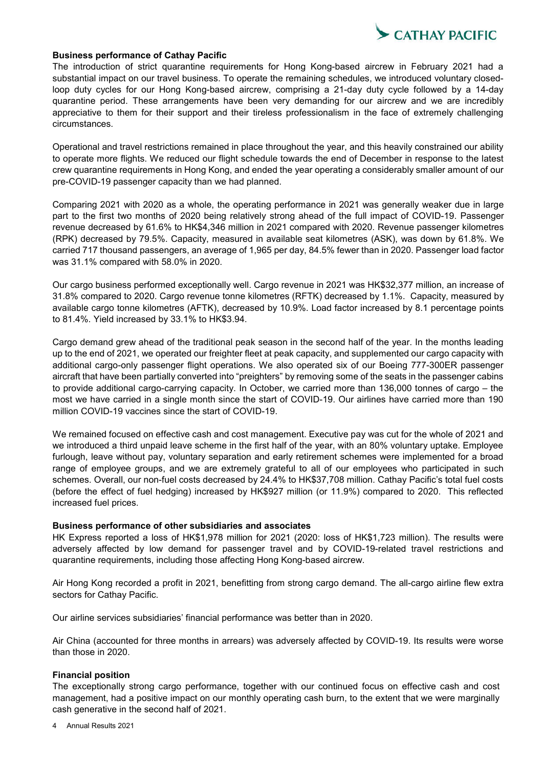### Business performance of Cathay Pacific

The introduction of strict quarantine requirements for Hong Kong-based aircrew in February 2021 had a substantial impact on our travel business. To operate the remaining schedules, we introduced voluntary closed-loop duty cycles for our Hong Kong-based aircrew, comprising a 21-day duty cycle followed by a 14-day quarantine period. These arrangements have been very demanding for our aircrew and we are incredibly appreciative to them for their support and their tireless professionalism in the face of extremely challenging circumstances.

Operational and travel restrictions remained in place throughout the year, and this heavily constrained our ability to operate more flights. We reduced our flight schedule towards the end of December in response to the latest crew quarantine requirements in Hong Kong, and ended the year operating a considerably smaller amount of our pre-COVID-19 passenger capacity than we had planned.

Comparing 2021 with 2020 as a whole, the operating performance in 2021 was generally weaker due in large part to the first two months of 2020 being relatively strong ahead of the full impact of COVID-19. Passenger revenue decreased by 61.6% to HK$4,346 million in 2021 compared with 2020. Revenue passenger kilometres (RPK) decreased by 79.5%. Capacity, measured in available seat kilometres (ASK), was down by 61.8%. We carried 717 thousand passengers, an average of 1,965 per day, 84.5% fewer than in 2020. Passenger load factor was 31.1% compared with 58.0% in 2020.

Our cargo business performed exceptionally well. Cargo revenue in 2021 was HK$32,377 million, an increase of 31.8% compared to 2020. Cargo revenue tonne kilometres (RFTK) decreased by 1.1%. Capacity, measured by available cargo tonne kilometres (AFTK), decreased by 10.9%. Load factor increased by 8.1 percentage points to 81.4%. Yield increased by 33.1% to HK$3.94.

Cargo demand grew ahead of the traditional peak season in the second half of the year. In the months leading up to the end of 2021, we operated our freighter fleet at peak capacity, and supplemented our cargo capacity with additional cargo-only passenger flight operations. We also operated six of our Boeing 777-300ER passenger aircraft that have been partially converted into "preighters" by removing some of the seats in the passenger cabins to provide additional cargo-carrying capacity. In October, we carried more than 136,000 tonnes of cargo – the most we have carried in a single month since the start of COVID-19. Our airlines have carried more than 190 million COVID-19 vaccines since the start of COVID-19.

We remained focused on effective cash and cost management. Executive pay was cut for the whole of 2021 and we introduced a third unpaid leave scheme in the first half of the year, with an 80% voluntary uptake. Employee furlough, leave without pay, voluntary separation and early retirement schemes were implemented for a broad range of employee groups, and we are extremely grateful to all of our employees who participated in such schemes. Overall, our non-fuel costs decreased by 24.4% to HK$37,708 million. Cathay Pacific's total fuel costs (before the effect of fuel hedging) increased by HK$927 million (or 11.9%) compared to 2020. This reflected increased fuel prices.

### Business performance of other subsidiaries and associates

HK Express reported a loss of HK$1,978 million for 2021 (2020: loss of HK$1,723 million). The results were adversely affected by low demand for passenger travel and by COVID-19-related travel restrictions and quarantine requirements, including those affecting Hong Kong-based aircrew.

Air Hong Kong recorded a profit in 2021, benefitting from strong cargo demand. The all-cargo airline flew extra sectors for Cathay Pacific.

Our airline services subsidiaries' financial performance was better than in 2020.

Air China (accounted for three months in arrears) was adversely affected by COVID-19. Its results were worse than those in 2020.

### Financial position

The exceptionally strong cargo performance, together with our continued focus on effective cash and cost management, had a positive impact on our monthly operating cash burn, to the extent that we were marginally cash generative in the second half of 2021.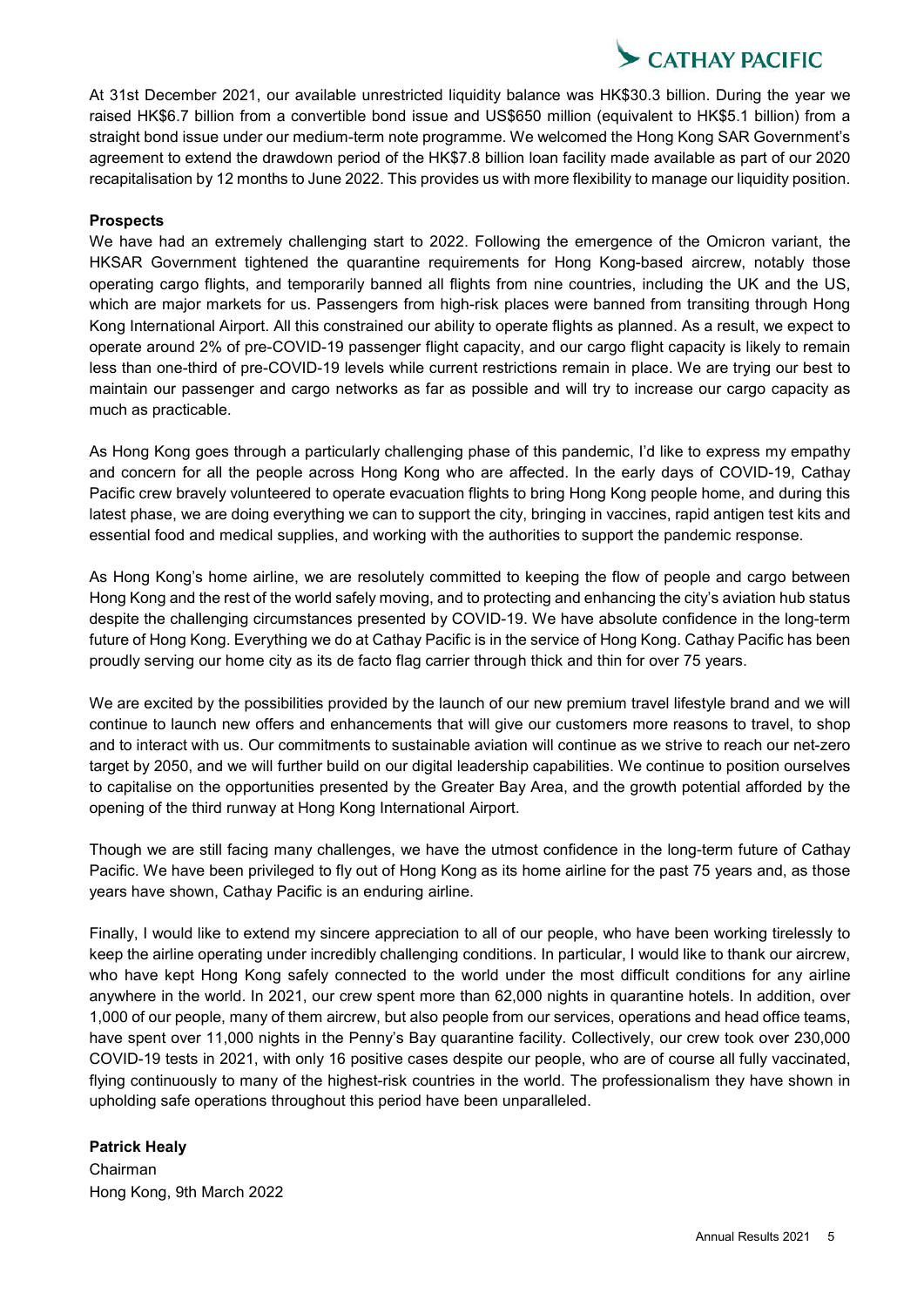At 31st December 2021, our available unrestricted liquidity balance was HK$30.3 billion. During the year we raised HK$6.7 billion from a convertible bond issue and US$650 million (equivalent to HK$5.1 billion) from a straight bond issue under our medium-term note programme. We welcomed the Hong Kong SAR Government's agreement to extend the drawdown period of the HK$7.8 billion loan facility made available as part of our 2020 recapitalisation by 12 months to June 2022. This provides us with more flexibility to manage our liquidity position.

**Prospects**

We have had an extremely challenging start to 2022. Following the emergence of the Omicron variant, the HKSAR Government tightened the quarantine requirements for Hong Kong-based aircrew, notably those operating cargo flights, and temporarily banned all flights from nine countries, including the UK and the US, which are major markets for us. Passengers from high-risk places were banned from transiting through Hong Kong International Airport. All this constrained our ability to operate flights as planned. As a result, we expect to operate around 2% of pre-COVID-19 passenger flight capacity, and our cargo flight capacity is likely to remain less than one-third of pre-COVID-19 levels while current restrictions remain in place. We are trying our best to maintain our passenger and cargo networks as far as possible and will try to increase our cargo capacity as much as practicable.

As Hong Kong goes through a particularly challenging phase of this pandemic, I'd like to express my empathy and concern for all the people across Hong Kong who are affected. In the early days of COVID-19, Cathay Pacific crew bravely volunteered to operate evacuation flights to bring Hong Kong people home, and during this latest phase, we are doing everything we can to support the city, bringing in vaccines, rapid antigen test kits and essential food and medical supplies, and working with the authorities to support the pandemic response.

As Hong Kong's home airline, we are resolutely committed to keeping the flow of people and cargo between Hong Kong and the rest of the world safely moving, and to protecting and enhancing the city's aviation hub status despite the challenging circumstances presented by COVID-19. We have absolute confidence in the long-term future of Hong Kong. Everything we do at Cathay Pacific is in the service of Hong Kong. Cathay Pacific has been proudly serving our home city as its de facto flag carrier through thick and thin for over 75 years.

We are excited by the possibilities provided by the launch of our new premium travel lifestyle brand and we will continue to launch new offers and enhancements that will give our customers more reasons to travel, to shop and to interact with us. Our commitments to sustainable aviation will continue as we strive to reach our net-zero target by 2050, and we will further build on our digital leadership capabilities. We continue to position ourselves to capitalise on the opportunities presented by the Greater Bay Area, and the growth potential afforded by the opening of the third runway at Hong Kong International Airport.

Though we are still facing many challenges, we have the utmost confidence in the long-term future of Cathay Pacific. We have been privileged to fly out of Hong Kong as its home airline for the past 75 years and, as those years have shown, Cathay Pacific is an enduring airline.

Finally, I would like to extend my sincere appreciation to all of our people, who have been working tirelessly to keep the airline operating under incredibly challenging conditions. In particular, I would like to thank our aircrew, who have kept Hong Kong safely connected to the world under the most difficult conditions for any airline anywhere in the world. In 2021, our crew spent more than 62,000 nights in quarantine hotels. In addition, over 1,000 of our people, many of them aircrew, but also people from our services, operations and head office teams, have spent over 11,000 nights in the Penny's Bay quarantine facility. Collectively, our crew took over 230,000 COVID-19 tests in 2021, with only 16 positive cases despite our people, who are of course all fully vaccinated, flying continuously to many of the highest-risk countries in the world. The professionalism they have shown in upholding safe operations throughout this period have been unparalleled.

**Patrick Healy**
Chairman
Hong Kong, 9th March 2022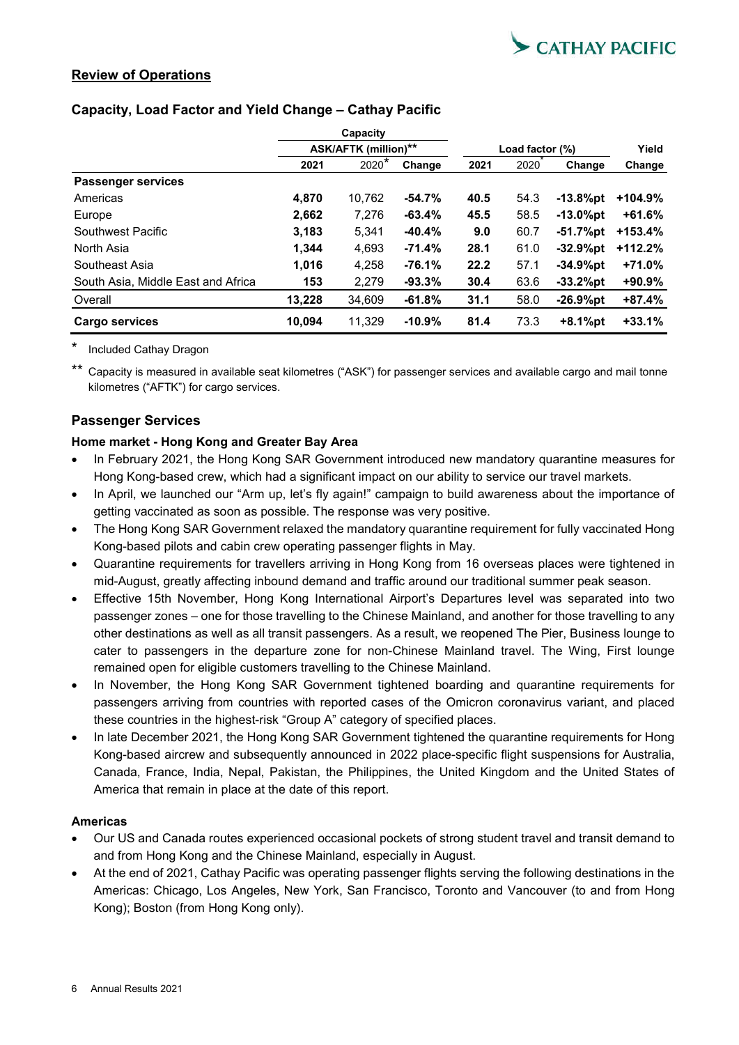## Review of Operations

### Capacity, Load Factor and Yield Change – Cathay Pacific

| | Capacity ASK/AFTK (million)** | | | Load factor (%) | | | Yield |
|---|---|---|---|---|---|---|---|
| | **2021** | 2020* | **Change** | **2021** | 2020* | **Change** | **Change** |
| **Passenger services** | | | | | | | |
| Americas | **4,870** | 10,762 | **-54.7%** | **40.5** | 54.3 | **-13.8%pt** | **+104.9%** |
| Europe | **2,662** | 7,276 | **-63.4%** | **45.5** | 58.5 | **-13.0%pt** | **+61.6%** |
| Southwest Pacific | **3,183** | 5,341 | **-40.4%** | **9.0** | 60.7 | **-51.7%pt** | **+153.4%** |
| North Asia | **1,344** | 4,693 | **-71.4%** | **28.1** | 61.0 | **-32.9%pt** | **+112.2%** |
| Southeast Asia | **1,016** | 4,258 | **-76.1%** | **22.2** | 57.1 | **-34.9%pt** | **+71.0%** |
| South Asia, Middle East and Africa | **153** | 2,279 | **-93.3%** | **30.4** | 63.6 | **-33.2%pt** | **+90.9%** |
| Overall | **13,228** | 34,609 | **-61.8%** | **31.1** | 58.0 | **-26.9%pt** | **+87.4%** |
| **Cargo services** | **10,094** | 11,329 | **-10.9%** | **81.4** | 73.3 | **+8.1%pt** | **+33.1%** |

\* Included Cathay Dragon

\** Capacity is measured in available seat kilometres ("ASK") for passenger services and available cargo and mail tonne kilometres ("AFTK") for cargo services.

### Passenger Services

**Home market - Hong Kong and Greater Bay Area**

- In February 2021, the Hong Kong SAR Government introduced new mandatory quarantine measures for Hong Kong-based crew, which had a significant impact on our ability to service our travel markets.
- In April, we launched our "Arm up, let's fly again!" campaign to build awareness about the importance of getting vaccinated as soon as possible. The response was very positive.
- The Hong Kong SAR Government relaxed the mandatory quarantine requirement for fully vaccinated Hong Kong-based pilots and cabin crew operating passenger flights in May.
- Quarantine requirements for travellers arriving in Hong Kong from 16 overseas places were tightened in mid-August, greatly affecting inbound demand and traffic around our traditional summer peak season.
- Effective 15th November, Hong Kong International Airport's Departures level was separated into two passenger zones – one for those travelling to the Chinese Mainland, and another for those travelling to any other destinations as well as all transit passengers. As a result, we reopened The Pier, Business lounge to cater to passengers in the departure zone for non-Chinese Mainland travel. The Wing, First lounge remained open for eligible customers travelling to the Chinese Mainland.
- In November, the Hong Kong SAR Government tightened boarding and quarantine requirements for passengers arriving from countries with reported cases of the Omicron coronavirus variant, and placed these countries in the highest-risk "Group A" category of specified places.
- In late December 2021, the Hong Kong SAR Government tightened the quarantine requirements for Hong Kong-based aircrew and subsequently announced in 2022 place-specific flight suspensions for Australia, Canada, France, India, Nepal, Pakistan, the Philippines, the United Kingdom and the United States of America that remain in place at the date of this report.

**Americas**

- Our US and Canada routes experienced occasional pockets of strong student travel and transit demand to and from Hong Kong and the Chinese Mainland, especially in August.
- At the end of 2021, Cathay Pacific was operating passenger flights serving the following destinations in the Americas: Chicago, Los Angeles, New York, San Francisco, Toronto and Vancouver (to and from Hong Kong); Boston (from Hong Kong only).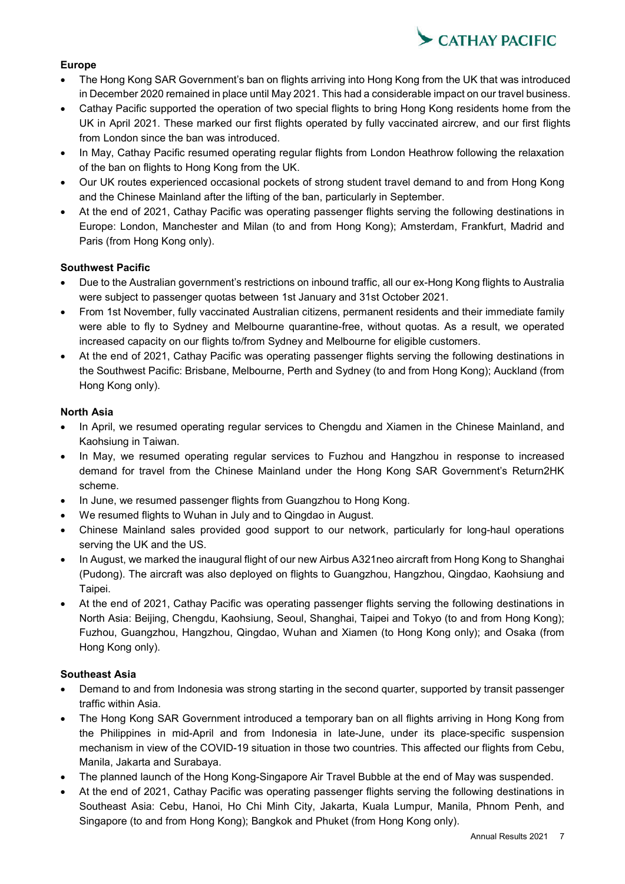**Europe**

- The Hong Kong SAR Government's ban on flights arriving into Hong Kong from the UK that was introduced in December 2020 remained in place until May 2021. This had a considerable impact on our travel business.
- Cathay Pacific supported the operation of two special flights to bring Hong Kong residents home from the UK in April 2021. These marked our first flights operated by fully vaccinated aircrew, and our first flights from London since the ban was introduced.
- In May, Cathay Pacific resumed operating regular flights from London Heathrow following the relaxation of the ban on flights to Hong Kong from the UK.
- Our UK routes experienced occasional pockets of strong student travel demand to and from Hong Kong and the Chinese Mainland after the lifting of the ban, particularly in September.
- At the end of 2021, Cathay Pacific was operating passenger flights serving the following destinations in Europe: London, Manchester and Milan (to and from Hong Kong); Amsterdam, Frankfurt, Madrid and Paris (from Hong Kong only).

**Southwest Pacific**

- Due to the Australian government's restrictions on inbound traffic, all our ex-Hong Kong flights to Australia were subject to passenger quotas between 1st January and 31st October 2021.
- From 1st November, fully vaccinated Australian citizens, permanent residents and their immediate family were able to fly to Sydney and Melbourne quarantine-free, without quotas. As a result, we operated increased capacity on our flights to/from Sydney and Melbourne for eligible customers.
- At the end of 2021, Cathay Pacific was operating passenger flights serving the following destinations in the Southwest Pacific: Brisbane, Melbourne, Perth and Sydney (to and from Hong Kong); Auckland (from Hong Kong only).

**North Asia**

- In April, we resumed operating regular services to Chengdu and Xiamen in the Chinese Mainland, and Kaohsiung in Taiwan.
- In May, we resumed operating regular services to Fuzhou and Hangzhou in response to increased demand for travel from the Chinese Mainland under the Hong Kong SAR Government's Return2HK scheme.
- In June, we resumed passenger flights from Guangzhou to Hong Kong.
- We resumed flights to Wuhan in July and to Qingdao in August.
- Chinese Mainland sales provided good support to our network, particularly for long-haul operations serving the UK and the US.
- In August, we marked the inaugural flight of our new Airbus A321neo aircraft from Hong Kong to Shanghai (Pudong). The aircraft was also deployed on flights to Guangzhou, Hangzhou, Qingdao, Kaohsiung and Taipei.
- At the end of 2021, Cathay Pacific was operating passenger flights serving the following destinations in North Asia: Beijing, Chengdu, Kaohsiung, Seoul, Shanghai, Taipei and Tokyo (to and from Hong Kong); Fuzhou, Guangzhou, Hangzhou, Qingdao, Wuhan and Xiamen (to Hong Kong only); and Osaka (from Hong Kong only).

**Southeast Asia**

- Demand to and from Indonesia was strong starting in the second quarter, supported by transit passenger traffic within Asia.
- The Hong Kong SAR Government introduced a temporary ban on all flights arriving in Hong Kong from the Philippines in mid-April and from Indonesia in late-June, under its place-specific suspension mechanism in view of the COVID-19 situation in those two countries. This affected our flights from Cebu, Manila, Jakarta and Surabaya.
- The planned launch of the Hong Kong-Singapore Air Travel Bubble at the end of May was suspended.
- At the end of 2021, Cathay Pacific was operating passenger flights serving the following destinations in Southeast Asia: Cebu, Hanoi, Ho Chi Minh City, Jakarta, Kuala Lumpur, Manila, Phnom Penh, and Singapore (to and from Hong Kong); Bangkok and Phuket (from Hong Kong only).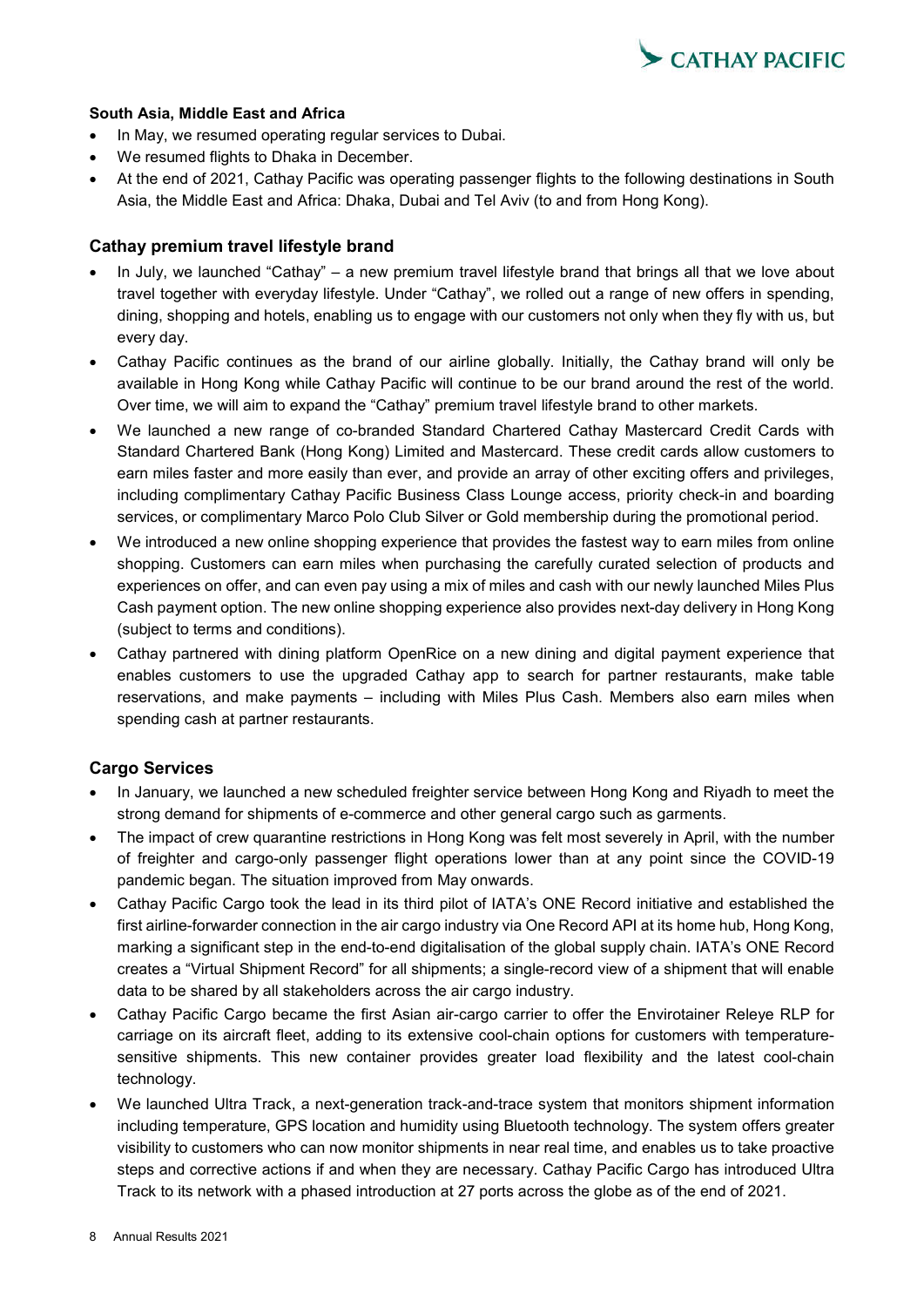### South Asia, Middle East and Africa

- In May, we resumed operating regular services to Dubai.
- We resumed flights to Dhaka in December.
- At the end of 2021, Cathay Pacific was operating passenger flights to the following destinations in South Asia, the Middle East and Africa: Dhaka, Dubai and Tel Aviv (to and from Hong Kong).

## Cathay premium travel lifestyle brand

- In July, we launched "Cathay" – a new premium travel lifestyle brand that brings all that we love about travel together with everyday lifestyle. Under "Cathay", we rolled out a range of new offers in spending, dining, shopping and hotels, enabling us to engage with our customers not only when they fly with us, but every day.
- Cathay Pacific continues as the brand of our airline globally. Initially, the Cathay brand will only be available in Hong Kong while Cathay Pacific will continue to be our brand around the rest of the world. Over time, we will aim to expand the "Cathay" premium travel lifestyle brand to other markets.
- We launched a new range of co-branded Standard Chartered Cathay Mastercard Credit Cards with Standard Chartered Bank (Hong Kong) Limited and Mastercard. These credit cards allow customers to earn miles faster and more easily than ever, and provide an array of other exciting offers and privileges, including complimentary Cathay Pacific Business Class Lounge access, priority check-in and boarding services, or complimentary Marco Polo Club Silver or Gold membership during the promotional period.
- We introduced a new online shopping experience that provides the fastest way to earn miles from online shopping. Customers can earn miles when purchasing the carefully curated selection of products and experiences on offer, and can even pay using a mix of miles and cash with our newly launched Miles Plus Cash payment option. The new online shopping experience also provides next-day delivery in Hong Kong (subject to terms and conditions).
- Cathay partnered with dining platform OpenRice on a new dining and digital payment experience that enables customers to use the upgraded Cathay app to search for partner restaurants, make table reservations, and make payments – including with Miles Plus Cash. Members also earn miles when spending cash at partner restaurants.

## Cargo Services

- In January, we launched a new scheduled freighter service between Hong Kong and Riyadh to meet the strong demand for shipments of e-commerce and other general cargo such as garments.
- The impact of crew quarantine restrictions in Hong Kong was felt most severely in April, with the number of freighter and cargo-only passenger flight operations lower than at any point since the COVID-19 pandemic began. The situation improved from May onwards.
- Cathay Pacific Cargo took the lead in its third pilot of IATA's ONE Record initiative and established the first airline-forwarder connection in the air cargo industry via One Record API at its home hub, Hong Kong, marking a significant step in the end-to-end digitalisation of the global supply chain. IATA's ONE Record creates a "Virtual Shipment Record" for all shipments; a single-record view of a shipment that will enable data to be shared by all stakeholders across the air cargo industry.
- Cathay Pacific Cargo became the first Asian air-cargo carrier to offer the Envirotainer Releye RLP for carriage on its aircraft fleet, adding to its extensive cool-chain options for customers with temperature-sensitive shipments. This new container provides greater load flexibility and the latest cool-chain technology.
- We launched Ultra Track, a next-generation track-and-trace system that monitors shipment information including temperature, GPS location and humidity using Bluetooth technology. The system offers greater visibility to customers who can now monitor shipments in near real time, and enables us to take proactive steps and corrective actions if and when they are necessary. Cathay Pacific Cargo has introduced Ultra Track to its network with a phased introduction at 27 ports across the globe as of the end of 2021.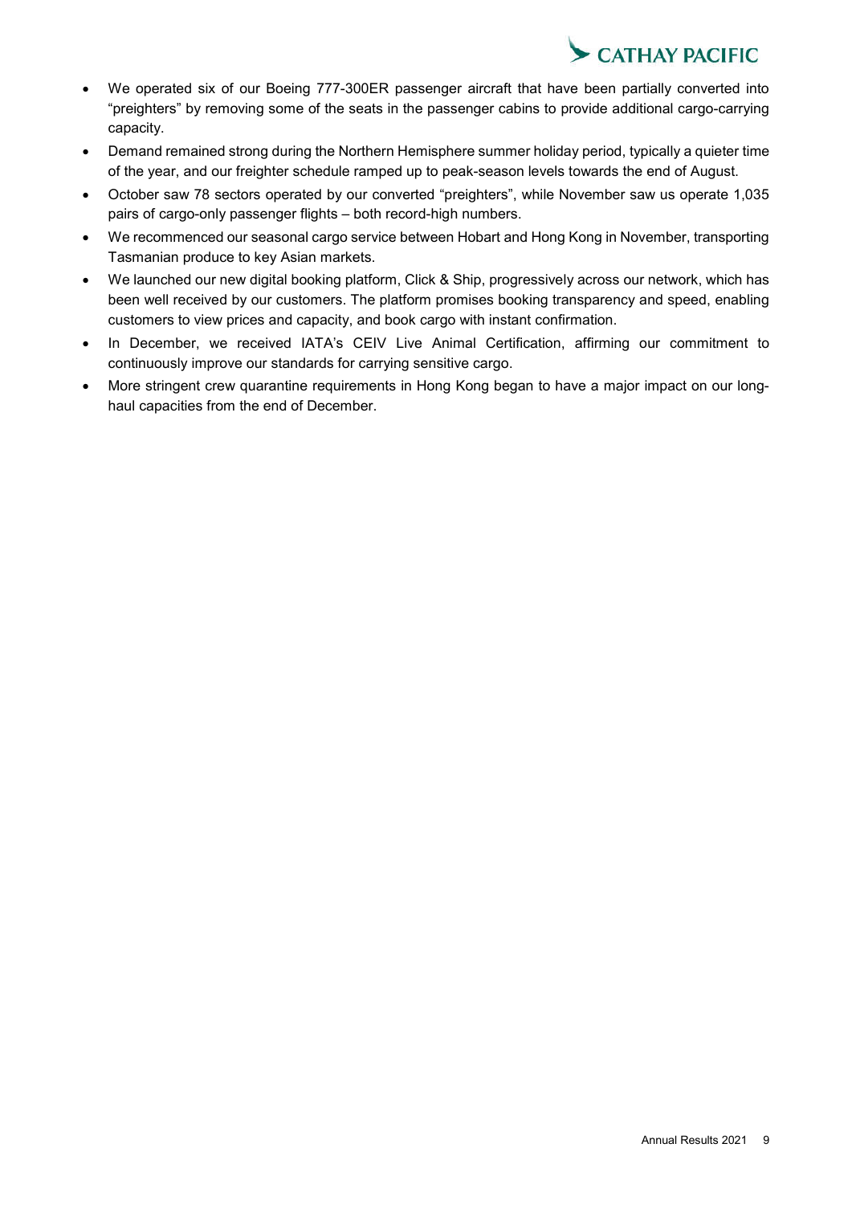- We operated six of our Boeing 777-300ER passenger aircraft that have been partially converted into "preighters" by removing some of the seats in the passenger cabins to provide additional cargo-carrying capacity.
- Demand remained strong during the Northern Hemisphere summer holiday period, typically a quieter time of the year, and our freighter schedule ramped up to peak-season levels towards the end of August.
- October saw 78 sectors operated by our converted "preighters", while November saw us operate 1,035 pairs of cargo-only passenger flights – both record-high numbers.
- We recommenced our seasonal cargo service between Hobart and Hong Kong in November, transporting Tasmanian produce to key Asian markets.
- We launched our new digital booking platform, Click & Ship, progressively across our network, which has been well received by our customers. The platform promises booking transparency and speed, enabling customers to view prices and capacity, and book cargo with instant confirmation.
- In December, we received IATA's CEIV Live Animal Certification, affirming our commitment to continuously improve our standards for carrying sensitive cargo.
- More stringent crew quarantine requirements in Hong Kong began to have a major impact on our long-haul capacities from the end of December.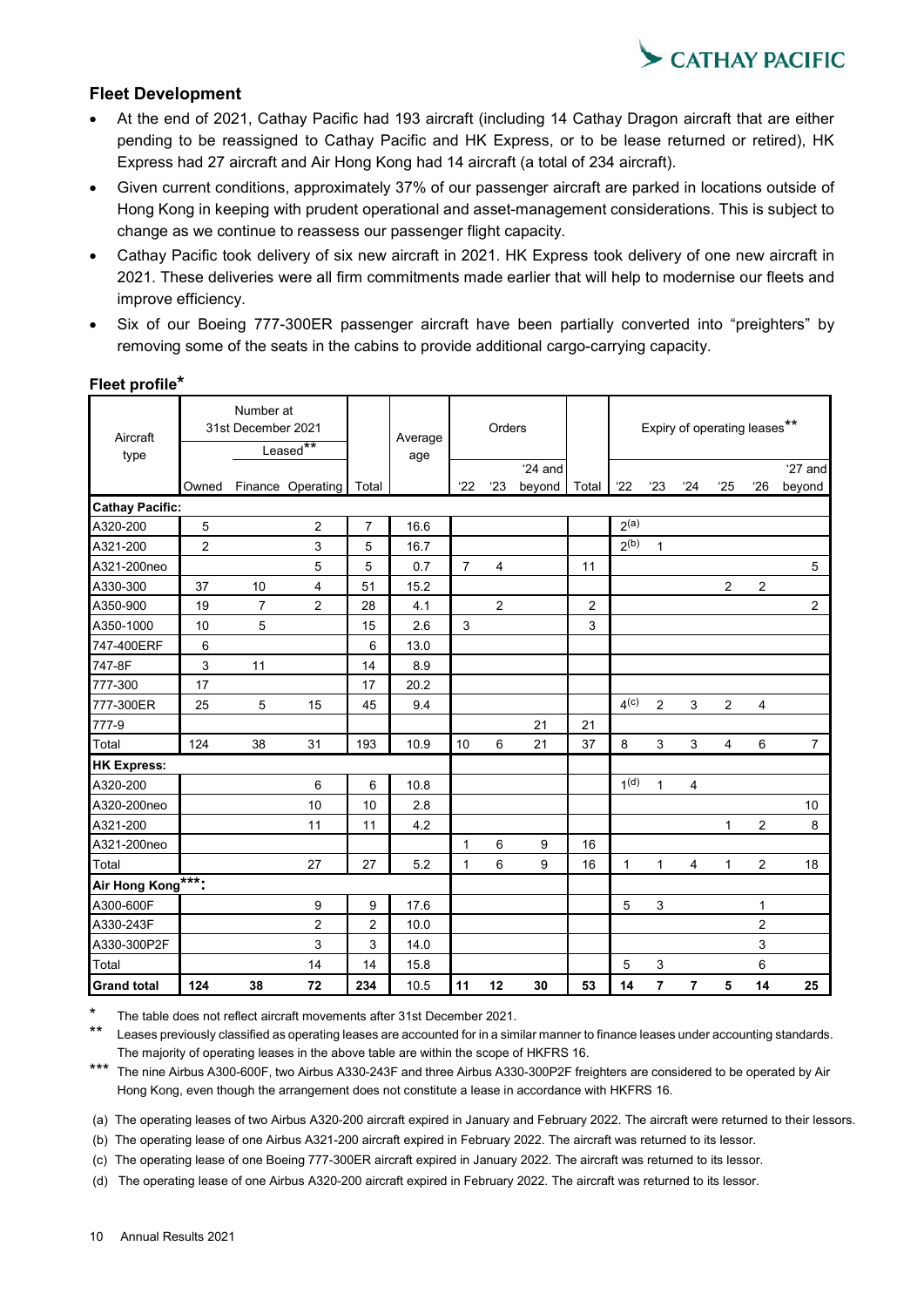## Fleet Development

- At the end of 2021, Cathay Pacific had 193 aircraft (including 14 Cathay Dragon aircraft that are either pending to be reassigned to Cathay Pacific and HK Express, or to be lease returned or retired), HK Express had 27 aircraft and Air Hong Kong had 14 aircraft (a total of 234 aircraft).
- Given current conditions, approximately 37% of our passenger aircraft are parked in locations outside of Hong Kong in keeping with prudent operational and asset-management considerations. This is subject to change as we continue to reassess our passenger flight capacity.
- Cathay Pacific took delivery of six new aircraft in 2021. HK Express took delivery of one new aircraft in 2021. These deliveries were all firm commitments made earlier that will help to modernise our fleets and improve efficiency.
- Six of our Boeing 777-300ER passenger aircraft have been partially converted into "preighters" by removing some of the seats in the cabins to provide additional cargo-carrying capacity.

### Fleet profile*

| Aircraft type | Number at 31st December 2021 | | | | Average age | Orders | | | | Expiry of operating leases** | | | | | |
|---|---|---|---|---|---|---|---|---|---|---|---|---|---|---|---|
| | | Leased** | | | | | | | | | | | | | |
| | Owned | Finance | Operating | Total | | '22 | '23 | '24 and beyond | Total | '22 | '23 | '24 | '25 | '26 | '27 and beyond |
| **Cathay Pacific:** | | | | | | | | | | | | | | | |
| A320-200 | 5 | | 2 | 7 | 16.6 | | | | | 2[a] | | | | | |
| A321-200 | 2 | | 3 | 5 | 16.7 | | | | | 2[b] | 1 | | | | |
| A321-200neo | | | 5 | 5 | 0.7 | 7 | 4 | | 11 | | | | | | 5 |
| A330-300 | 37 | 10 | 4 | 51 | 15.2 | | | | | | | | 2 | 2 | |
| A350-900 | 19 | 7 | 2 | 28 | 4.1 | | 2 | | 2 | | | | | | 2 |
| A350-1000 | 10 | 5 | | 15 | 2.6 | 3 | | | 3 | | | | | | |
| 747-400ERF | 6 | | | 6 | 13.0 | | | | | | | | | | |
| 747-8F | 3 | 11 | | 14 | 8.9 | | | | | | | | | | |
| 777-300 | 17 | | | 17 | 20.2 | | | | | | | | | | |
| 777-300ER | 25 | 5 | 15 | 45 | 9.4 | | | | | 4[c] | 2 | 3 | 2 | 4 | |
| 777-9 | | | | | | | | 21 | 21 | | | | | | |
| Total | 124 | 38 | 31 | 193 | 10.9 | 10 | 6 | 21 | 37 | 8 | 3 | 3 | 4 | 6 | 7 |
| **HK Express:** | | | | | | | | | | | | | | | |
| A320-200 | | | 6 | 6 | 10.8 | | | | | 1[d] | 1 | 4 | | | |
| A320-200neo | | | 10 | 10 | 2.8 | | | | | | | | | | 10 |
| A321-200 | | | 11 | 11 | 4.2 | | | | | | | | 1 | 2 | 8 |
| A321-200neo | | | | | | 1 | 6 | 9 | 16 | | | | | | |
| Total | | | 27 | 27 | 5.2 | 1 | 6 | 9 | 16 | 1 | 1 | 4 | 1 | 2 | 18 |
| **Air Hong Kong\*\*\*:** | | | | | | | | | | | | | | | |
| A300-600F | | | 9 | 9 | 17.6 | | | | | 5 | 3 | | | 1 | |
| A330-243F | | | 2 | 2 | 10.0 | | | | | | | | | 2 | |
| A330-300P2F | | | 3 | 3 | 14.0 | | | | | | | | | 3 | |
| Total | | | 14 | 14 | 15.8 | | | | | 5 | 3 | | | 6 | |
| **Grand total** | **124** | **38** | **72** | **234** | **10.5** | **11** | **12** | **30** | **53** | **14** | **7** | **7** | **5** | **14** | **25** |

\* The table does not reflect aircraft movements after 31st December 2021.

\*\* Leases previously classified as operating leases are accounted for in a similar manner to finance leases under accounting standards. The majority of operating leases in the above table are within the scope of HKFRS 16.

\*\*\* The nine Airbus A300-600F, two Airbus A330-243F and three Airbus A330-300P2F freighters are considered to be operated by Air Hong Kong, even though the arrangement does not constitute a lease in accordance with HKFRS 16.

(a) The operating leases of two Airbus A320-200 aircraft expired in January and February 2022. The aircraft were returned to their lessors.

(b) The operating lease of one Airbus A321-200 aircraft expired in February 2022. The aircraft was returned to its lessor.

(c) The operating lease of one Boeing 777-300ER aircraft expired in January 2022. The aircraft was returned to its lessor.

(d) The operating lease of one Airbus A320-200 aircraft expired in February 2022. The aircraft was returned to its lessor.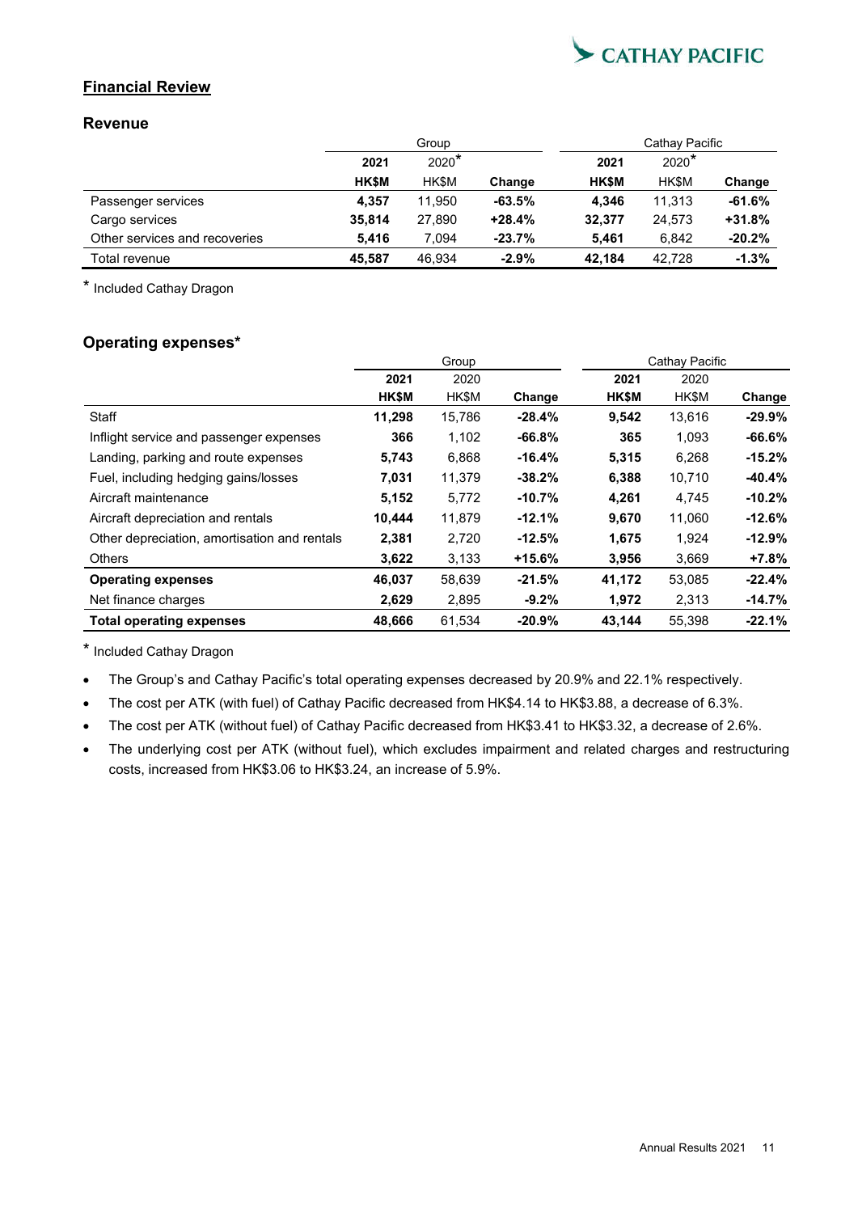## Financial Review

### Revenue

| | Group | | | Cathay Pacific | | |
|---|---|---|---|---|---|---|
| | **2021** | 2020* | | **2021** | 2020* | |
| | **HK$M** | HK$M | **Change** | **HK$M** | HK$M | **Change** |
| Passenger services | **4,357** | 11,950 | **-63.5%** | **4,346** | 11,313 | **-61.6%** |
| Cargo services | **35,814** | 27,890 | **+28.4%** | **32,377** | 24,573 | **+31.8%** |
| Other services and recoveries | **5,416** | 7,094 | **-23.7%** | **5,461** | 6,842 | **-20.2%** |
| Total revenue | **45,587** | 46,934 | **-2.9%** | **42,184** | 42,728 | **-1.3%** |

\* Included Cathay Dragon

### Operating expenses*

| | Group | | | Cathay Pacific | | |
|---|---|---|---|---|---|---|
| | **2021** | 2020 | | **2021** | 2020 | |
| | **HK$M** | HK$M | **Change** | **HK$M** | HK$M | **Change** |
| Staff | **11,298** | 15,786 | **-28.4%** | **9,542** | 13,616 | **-29.9%** |
| Inflight service and passenger expenses | **366** | 1,102 | **-66.8%** | **365** | 1,093 | **-66.6%** |
| Landing, parking and route expenses | **5,743** | 6,868 | **-16.4%** | **5,315** | 6,268 | **-15.2%** |
| Fuel, including hedging gains/losses | **7,031** | 11,379 | **-38.2%** | **6,388** | 10,710 | **-40.4%** |
| Aircraft maintenance | **5,152** | 5,772 | **-10.7%** | **4,261** | 4,745 | **-10.2%** |
| Aircraft depreciation and rentals | **10,444** | 11,879 | **-12.1%** | **9,670** | 11,060 | **-12.6%** |
| Other depreciation, amortisation and rentals | **2,381** | 2,720 | **-12.5%** | **1,675** | 1,924 | **-12.9%** |
| Others | **3,622** | 3,133 | **+15.6%** | **3,956** | 3,669 | **+7.8%** |
| **Operating expenses** | **46,037** | 58,639 | **-21.5%** | **41,172** | 53,085 | **-22.4%** |
| Net finance charges | **2,629** | 2,895 | **-9.2%** | **1,972** | 2,313 | **-14.7%** |
| **Total operating expenses** | **48,666** | 61,534 | **-20.9%** | **43,144** | 55,398 | **-22.1%** |

\* Included Cathay Dragon

- The Group's and Cathay Pacific's total operating expenses decreased by 20.9% and 22.1% respectively.
- The cost per ATK (with fuel) of Cathay Pacific decreased from HK$4.14 to HK$3.88, a decrease of 6.3%.
- The cost per ATK (without fuel) of Cathay Pacific decreased from HK$3.41 to HK$3.32, a decrease of 2.6%.
- The underlying cost per ATK (without fuel), which excludes impairment and related charges and restructuring costs, increased from HK$3.06 to HK$3.24, an increase of 5.9%.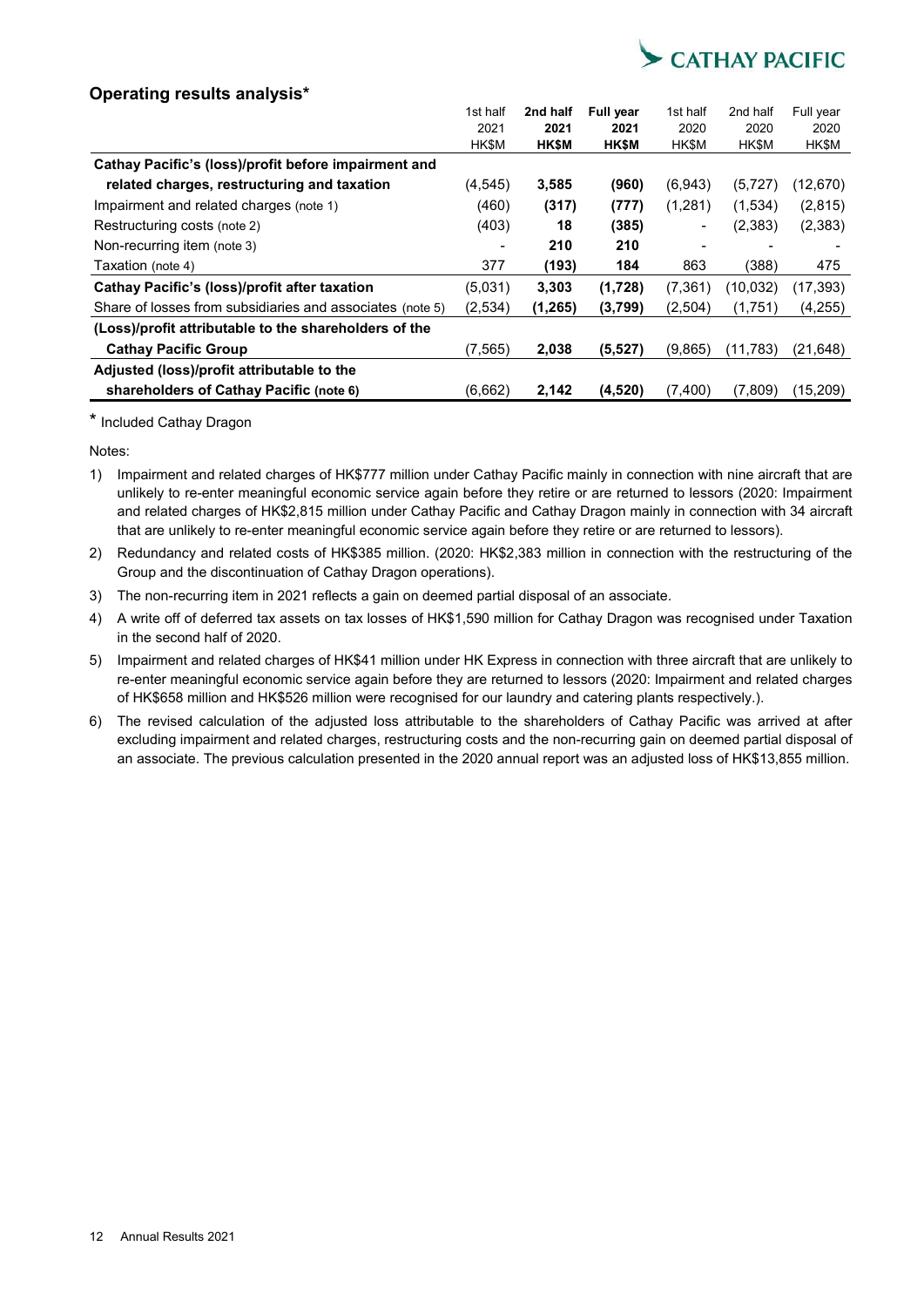## Operating results analysis*

| | 1st half 2021 HK\$M | **2nd half 2021 HK\$M** | **Full year 2021 HK\$M** | 1st half 2020 HK\$M | 2nd half 2020 HK\$M | Full year 2020 HK\$M |
|---|---|---|---|---|---|---|
| **Cathay Pacific's (loss)/profit before impairment and related charges, restructuring and taxation** | (4,545) | **3,585** | **(960)** | (6,943) | (5,727) | (12,670) |
| Impairment and related charges (note 1) | (460) | **(317)** | **(777)** | (1,281) | (1,534) | (2,815) |
| Restructuring costs (note 2) | (403) | **18** | **(385)** | - | (2,383) | (2,383) |
| Non-recurring item (note 3) | - | **210** | **210** | - | - | - |
| Taxation (note 4) | 377 | **(193)** | **184** | 863 | (388) | 475 |
| **Cathay Pacific's (loss)/profit after taxation** | (5,031) | **3,303** | **(1,728)** | (7,361) | (10,032) | (17,393) |
| Share of losses from subsidiaries and associates (note 5) | (2,534) | **(1,265)** | **(3,799)** | (2,504) | (1,751) | (4,255) |
| **(Loss)/profit attributable to the shareholders of the Cathay Pacific Group** | (7,565) | **2,038** | **(5,527)** | (9,865) | (11,783) | (21,648) |
| **Adjusted (loss)/profit attributable to the shareholders of Cathay Pacific (note 6)** | (6,662) | **2,142** | **(4,520)** | (7,400) | (7,809) | (15,209) |

\* Included Cathay Dragon

Notes:

1) Impairment and related charges of HK$777 million under Cathay Pacific mainly in connection with nine aircraft that are unlikely to re-enter meaningful economic service again before they retire or are returned to lessors (2020: Impairment and related charges of HK$2,815 million under Cathay Pacific and Cathay Dragon mainly in connection with 34 aircraft that are unlikely to re-enter meaningful economic service again before they retire or are returned to lessors).
2) Redundancy and related costs of HK$385 million. (2020: HK$2,383 million in connection with the restructuring of the Group and the discontinuation of Cathay Dragon operations).
3) The non-recurring item in 2021 reflects a gain on deemed partial disposal of an associate.
4) A write off of deferred tax assets on tax losses of HK$1,590 million for Cathay Dragon was recognised under Taxation in the second half of 2020.
5) Impairment and related charges of HK$41 million under HK Express in connection with three aircraft that are unlikely to re-enter meaningful economic service again before they are returned to lessors (2020: Impairment and related charges of HK$658 million and HK$526 million were recognised for our laundry and catering plants respectively.).
6) The revised calculation of the adjusted loss attributable to the shareholders of Cathay Pacific was arrived at after excluding impairment and related charges, restructuring costs and the non-recurring gain on deemed partial disposal of an associate. The previous calculation presented in the 2020 annual report was an adjusted loss of HK$13,855 million.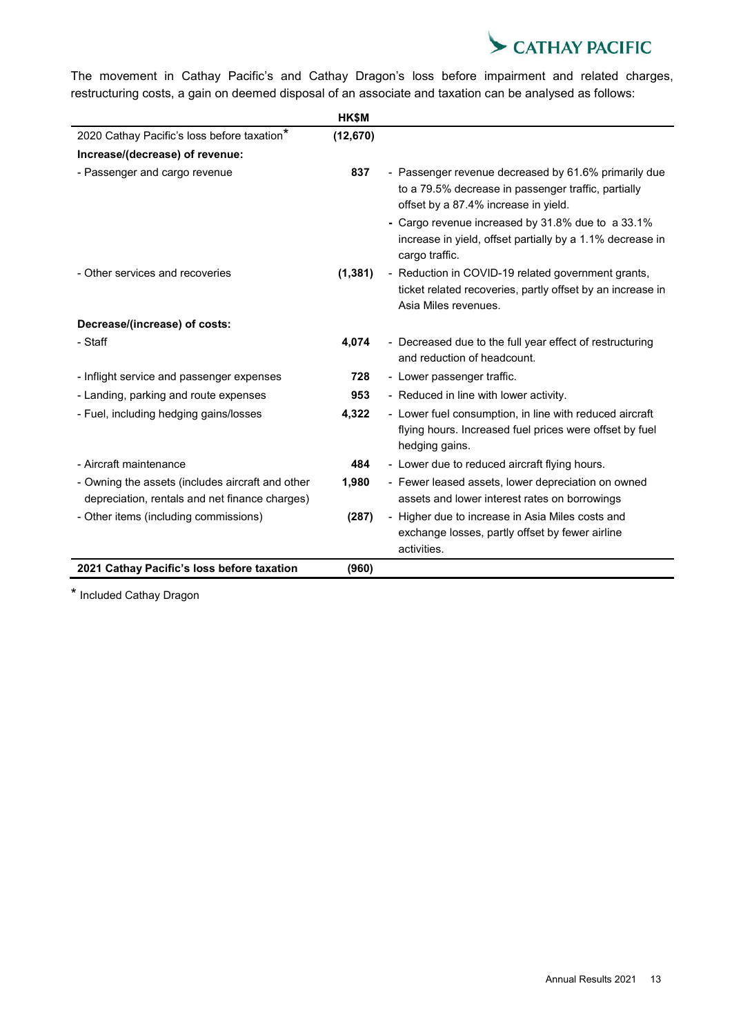The movement in Cathay Pacific's and Cathay Dragon's loss before impairment and related charges, restructuring costs, a gain on deemed disposal of an associate and taxation can be analysed as follows:

| | HK$M | |
|---|---|---|
| 2020 Cathay Pacific's loss before taxation* | (12,670) | |
| **Increase/(decrease) of revenue:** | | |
| - Passenger and cargo revenue | **837** | - Passenger revenue decreased by 61.6% primarily due to a 79.5% decrease in passenger traffic, partially offset by a 87.4% increase in yield.<br>- Cargo revenue increased by 31.8% due to a 33.1% increase in yield, offset partially by a 1.1% decrease in cargo traffic. |
| - Other services and recoveries | **(1,381)** | - Reduction in COVID-19 related government grants, ticket related recoveries, partly offset by an increase in Asia Miles revenues. |
| **Decrease/(increase) of costs:** | | |
| - Staff | **4,074** | - Decreased due to the full year effect of restructuring and reduction of headcount. |
| - Inflight service and passenger expenses | **728** | - Lower passenger traffic. |
| - Landing, parking and route expenses | **953** | - Reduced in line with lower activity. |
| - Fuel, including hedging gains/losses | **4,322** | - Lower fuel consumption, in line with reduced aircraft flying hours. Increased fuel prices were offset by fuel hedging gains. |
| - Aircraft maintenance | **484** | - Lower due to reduced aircraft flying hours. |
| - Owning the assets (includes aircraft and other depreciation, rentals and net finance charges) | **1,980** | - Fewer leased assets, lower depreciation on owned assets and lower interest rates on borrowings |
| - Other items (including commissions) | **(287)** | - Higher due to increase in Asia Miles costs and exchange losses, partly offset by fewer airline activities. |
| **2021 Cathay Pacific's loss before taxation** | **(960)** | |

\* Included Cathay Dragon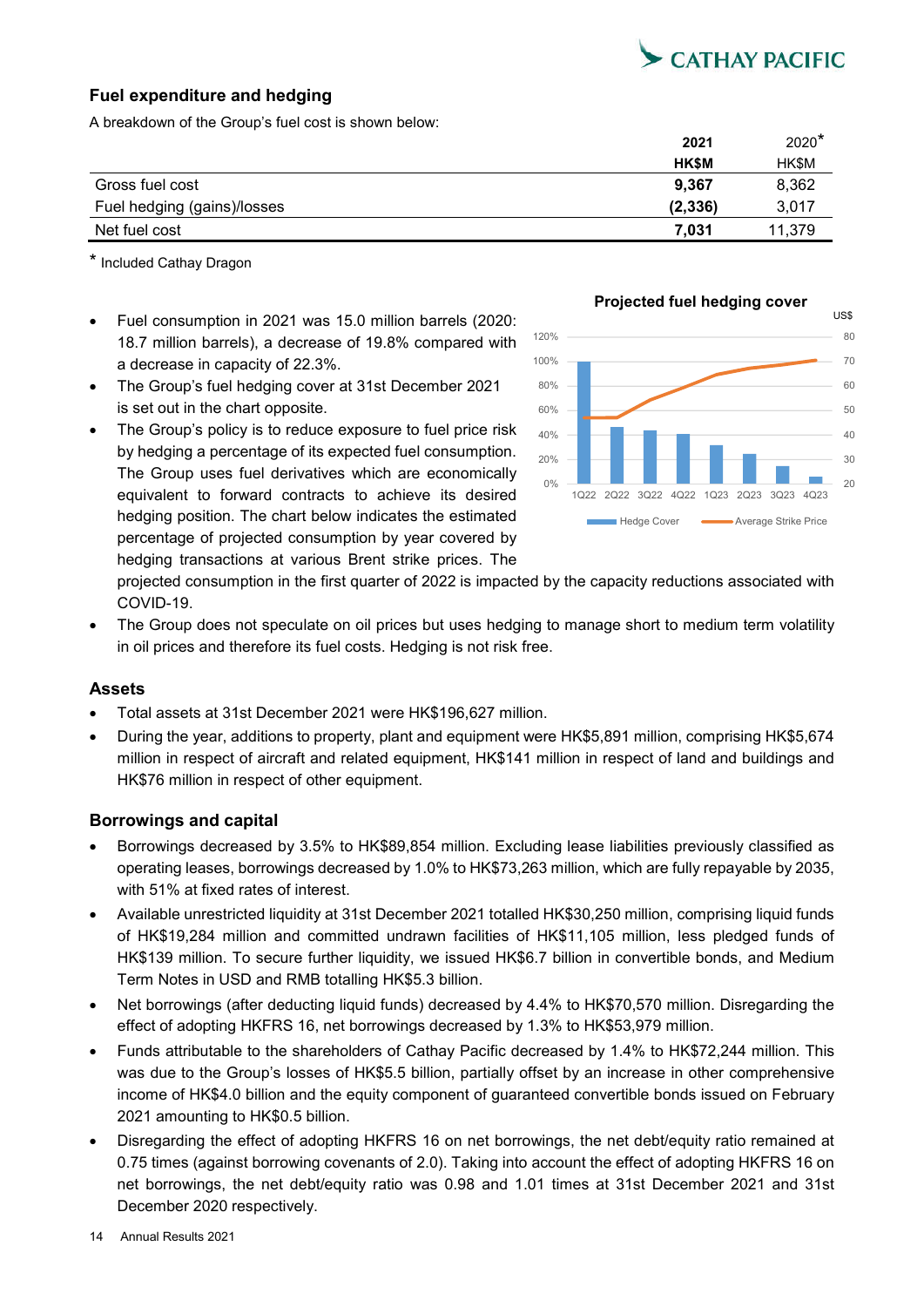## Fuel expenditure and hedging

A breakdown of the Group's fuel cost is shown below:

| | **2021** | 2020* |
|---|---|---|
| | **HK$M** | HK$M |
| Gross fuel cost | **9,367** | 8,362 |
| Fuel hedging (gains)/losses | **(2,336)** | 3,017 |
| Net fuel cost | **7,031** | 11,379 |

\* Included Cathay Dragon

- Fuel consumption in 2021 was 15.0 million barrels (2020: 18.7 million barrels), a decrease of 19.8% compared with a decrease in capacity of 22.3%.
- The Group's fuel hedging cover at 31st December 2021 is set out in the chart opposite.
- The Group's policy is to reduce exposure to fuel price risk by hedging a percentage of its expected fuel consumption. The Group uses fuel derivatives which are economically equivalent to forward contracts to achieve its desired hedging position. The chart below indicates the estimated percentage of projected consumption by year covered by hedging transactions at various Brent strike prices. The projected consumption in the first quarter of 2022 is impacted by the capacity reductions associated with COVID-19.
- The Group does not speculate on oil prices but uses hedging to manage short to medium term volatility in oil prices and therefore its fuel costs. Hedging is not risk free.

**Projected fuel hedging cover**

## Assets

- Total assets at 31st December 2021 were HK$196,627 million.
- During the year, additions to property, plant and equipment were HK$5,891 million, comprising HK$5,674 million in respect of aircraft and related equipment, HK$141 million in respect of land and buildings and HK$76 million in respect of other equipment.

## Borrowings and capital

- Borrowings decreased by 3.5% to HK$89,854 million. Excluding lease liabilities previously classified as operating leases, borrowings decreased by 1.0% to HK$73,263 million, which are fully repayable by 2035, with 51% at fixed rates of interest.
- Available unrestricted liquidity at 31st December 2021 totalled HK$30,250 million, comprising liquid funds of HK$19,284 million and committed undrawn facilities of HK$11,105 million, less pledged funds of HK$139 million. To secure further liquidity, we issued HK$6.7 billion in convertible bonds, and Medium Term Notes in USD and RMB totalling HK$5.3 billion.
- Net borrowings (after deducting liquid funds) decreased by 4.4% to HK$70,570 million. Disregarding the effect of adopting HKFRS 16, net borrowings decreased by 1.3% to HK$53,979 million.
- Funds attributable to the shareholders of Cathay Pacific decreased by 1.4% to HK$72,244 million. This was due to the Group's losses of HK$5.5 billion, partially offset by an increase in other comprehensive income of HK$4.0 billion and the equity component of guaranteed convertible bonds issued on February 2021 amounting to HK$0.5 billion.
- Disregarding the effect of adopting HKFRS 16 on net borrowings, the net debt/equity ratio remained at 0.75 times (against borrowing covenants of 2.0). Taking into account the effect of adopting HKFRS 16 on net borrowings, the net debt/equity ratio was 0.98 and 1.01 times at 31st December 2021 and 31st December 2020 respectively.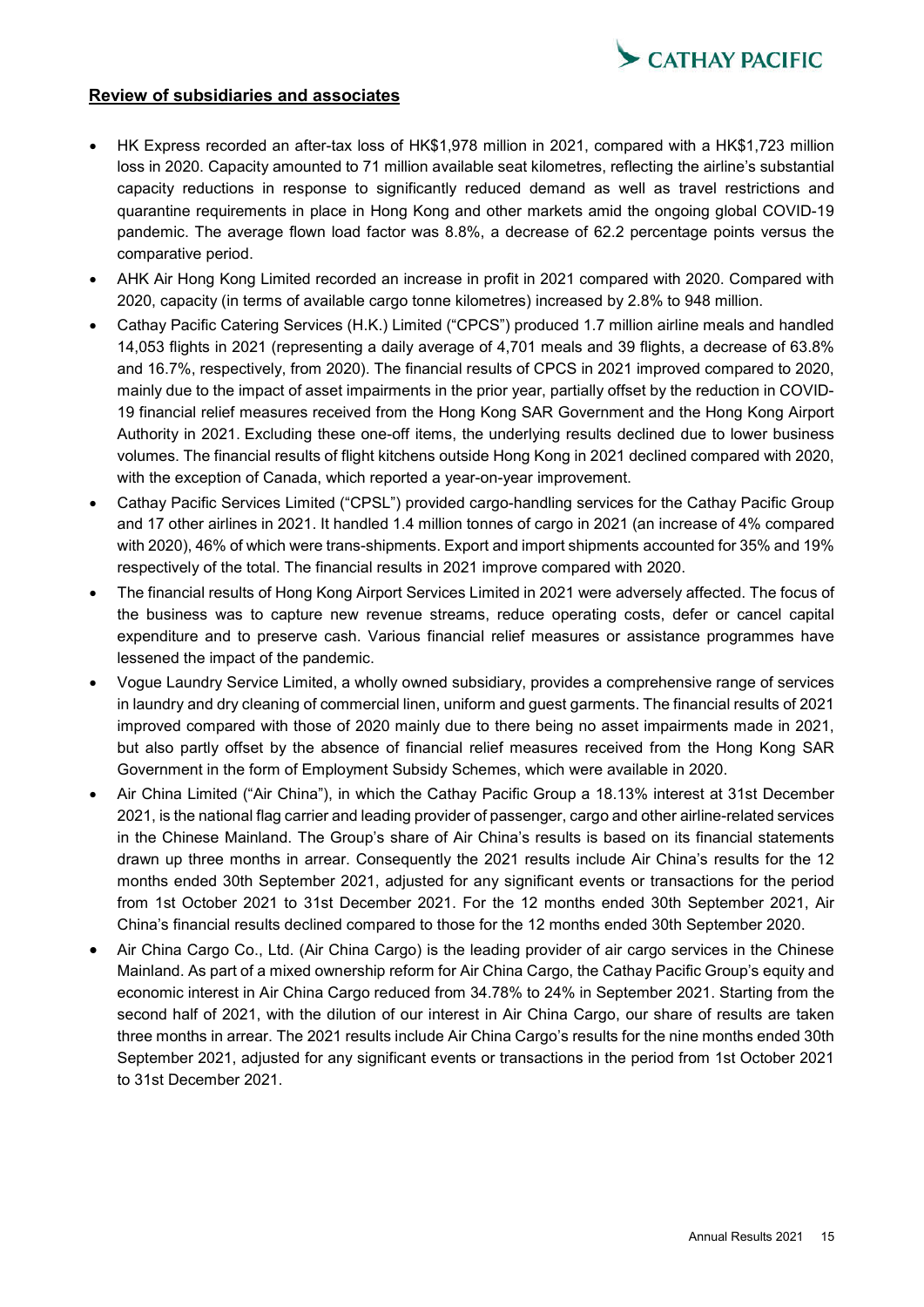## Review of subsidiaries and associates

- HK Express recorded an after-tax loss of HK$1,978 million in 2021, compared with a HK$1,723 million loss in 2020. Capacity amounted to 71 million available seat kilometres, reflecting the airline's substantial capacity reductions in response to significantly reduced demand as well as travel restrictions and quarantine requirements in place in Hong Kong and other markets amid the ongoing global COVID-19 pandemic. The average flown load factor was 8.8%, a decrease of 62.2 percentage points versus the comparative period.
- AHK Air Hong Kong Limited recorded an increase in profit in 2021 compared with 2020. Compared with 2020, capacity (in terms of available cargo tonne kilometres) increased by 2.8% to 948 million.
- Cathay Pacific Catering Services (H.K.) Limited ("CPCS") produced 1.7 million airline meals and handled 14,053 flights in 2021 (representing a daily average of 4,701 meals and 39 flights, a decrease of 63.8% and 16.7%, respectively, from 2020). The financial results of CPCS in 2021 improved compared to 2020, mainly due to the impact of asset impairments in the prior year, partially offset by the reduction in COVID-19 financial relief measures received from the Hong Kong SAR Government and the Hong Kong Airport Authority in 2021. Excluding these one-off items, the underlying results declined due to lower business volumes. The financial results of flight kitchens outside Hong Kong in 2021 declined compared with 2020, with the exception of Canada, which reported a year-on-year improvement.
- Cathay Pacific Services Limited ("CPSL") provided cargo-handling services for the Cathay Pacific Group and 17 other airlines in 2021. It handled 1.4 million tonnes of cargo in 2021 (an increase of 4% compared with 2020), 46% of which were trans-shipments. Export and import shipments accounted for 35% and 19% respectively of the total. The financial results in 2021 improve compared with 2020.
- The financial results of Hong Kong Airport Services Limited in 2021 were adversely affected. The focus of the business was to capture new revenue streams, reduce operating costs, defer or cancel capital expenditure and to preserve cash. Various financial relief measures or assistance programmes have lessened the impact of the pandemic.
- Vogue Laundry Service Limited, a wholly owned subsidiary, provides a comprehensive range of services in laundry and dry cleaning of commercial linen, uniform and guest garments. The financial results of 2021 improved compared with those of 2020 mainly due to there being no asset impairments made in 2021, but also partly offset by the absence of financial relief measures received from the Hong Kong SAR Government in the form of Employment Subsidy Schemes, which were available in 2020.
- Air China Limited ("Air China"), in which the Cathay Pacific Group a 18.13% interest at 31st December 2021, is the national flag carrier and leading provider of passenger, cargo and other airline-related services in the Chinese Mainland. The Group's share of Air China's results is based on its financial statements drawn up three months in arrear. Consequently the 2021 results include Air China's results for the 12 months ended 30th September 2021, adjusted for any significant events or transactions for the period from 1st October 2021 to 31st December 2021. For the 12 months ended 30th September 2021, Air China's financial results declined compared to those for the 12 months ended 30th September 2020.
- Air China Cargo Co., Ltd. (Air China Cargo) is the leading provider of air cargo services in the Chinese Mainland. As part of a mixed ownership reform for Air China Cargo, the Cathay Pacific Group's equity and economic interest in Air China Cargo reduced from 34.78% to 24% in September 2021. Starting from the second half of 2021, with the dilution of our interest in Air China Cargo, our share of results are taken three months in arrear. The 2021 results include Air China Cargo's results for the nine months ended 30th September 2021, adjusted for any significant events or transactions in the period from 1st October 2021 to 31st December 2021.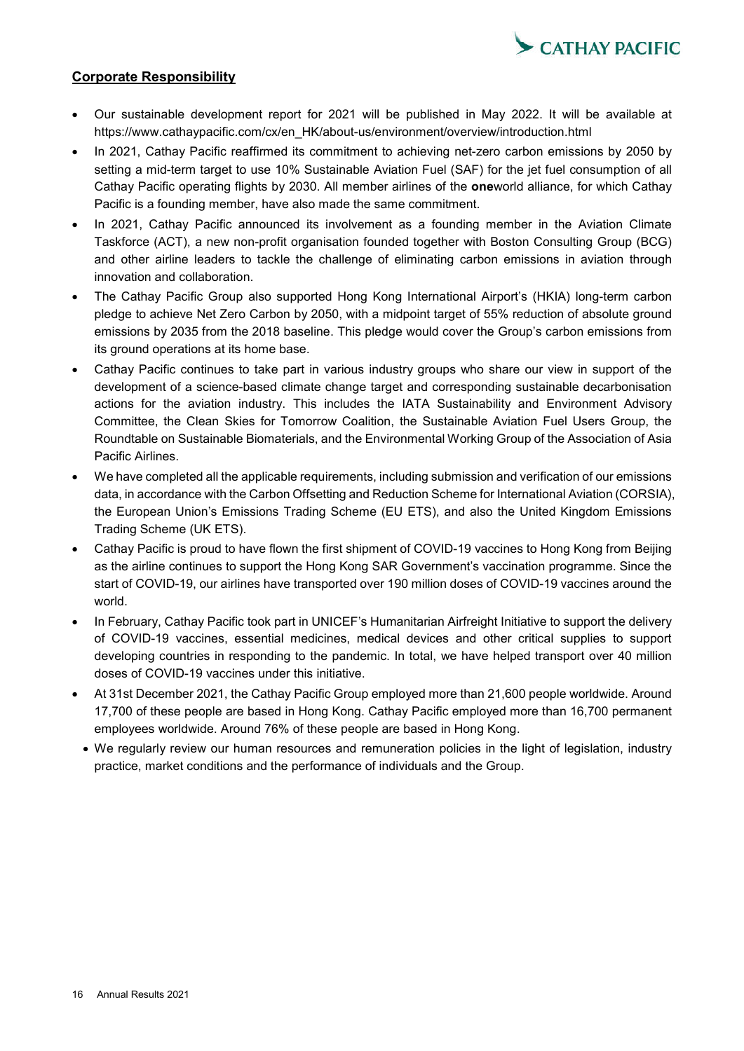## Corporate Responsibility

- Our sustainable development report for 2021 will be published in May 2022. It will be available at https://www.cathaypacific.com/cx/en_HK/about-us/environment/overview/introduction.html
- In 2021, Cathay Pacific reaffirmed its commitment to achieving net-zero carbon emissions by 2050 by setting a mid-term target to use 10% Sustainable Aviation Fuel (SAF) for the jet fuel consumption of all Cathay Pacific operating flights by 2030. All member airlines of the **one**world alliance, for which Cathay Pacific is a founding member, have also made the same commitment.
- In 2021, Cathay Pacific announced its involvement as a founding member in the Aviation Climate Taskforce (ACT), a new non-profit organisation founded together with Boston Consulting Group (BCG) and other airline leaders to tackle the challenge of eliminating carbon emissions in aviation through innovation and collaboration.
- The Cathay Pacific Group also supported Hong Kong International Airport's (HKIA) long-term carbon pledge to achieve Net Zero Carbon by 2050, with a midpoint target of 55% reduction of absolute ground emissions by 2035 from the 2018 baseline. This pledge would cover the Group's carbon emissions from its ground operations at its home base.
- Cathay Pacific continues to take part in various industry groups who share our view in support of the development of a science-based climate change target and corresponding sustainable decarbonisation actions for the aviation industry. This includes the IATA Sustainability and Environment Advisory Committee, the Clean Skies for Tomorrow Coalition, the Sustainable Aviation Fuel Users Group, the Roundtable on Sustainable Biomaterials, and the Environmental Working Group of the Association of Asia Pacific Airlines.
- We have completed all the applicable requirements, including submission and verification of our emissions data, in accordance with the Carbon Offsetting and Reduction Scheme for International Aviation (CORSIA), the European Union's Emissions Trading Scheme (EU ETS), and also the United Kingdom Emissions Trading Scheme (UK ETS).
- Cathay Pacific is proud to have flown the first shipment of COVID-19 vaccines to Hong Kong from Beijing as the airline continues to support the Hong Kong SAR Government's vaccination programme. Since the start of COVID-19, our airlines have transported over 190 million doses of COVID-19 vaccines around the world.
- In February, Cathay Pacific took part in UNICEF's Humanitarian Airfreight Initiative to support the delivery of COVID-19 vaccines, essential medicines, medical devices and other critical supplies to support developing countries in responding to the pandemic. In total, we have helped transport over 40 million doses of COVID-19 vaccines under this initiative.
- At 31st December 2021, the Cathay Pacific Group employed more than 21,600 people worldwide. Around 17,700 of these people are based in Hong Kong. Cathay Pacific employed more than 16,700 permanent employees worldwide. Around 76% of these people are based in Hong Kong.
- We regularly review our human resources and remuneration policies in the light of legislation, industry practice, market conditions and the performance of individuals and the Group.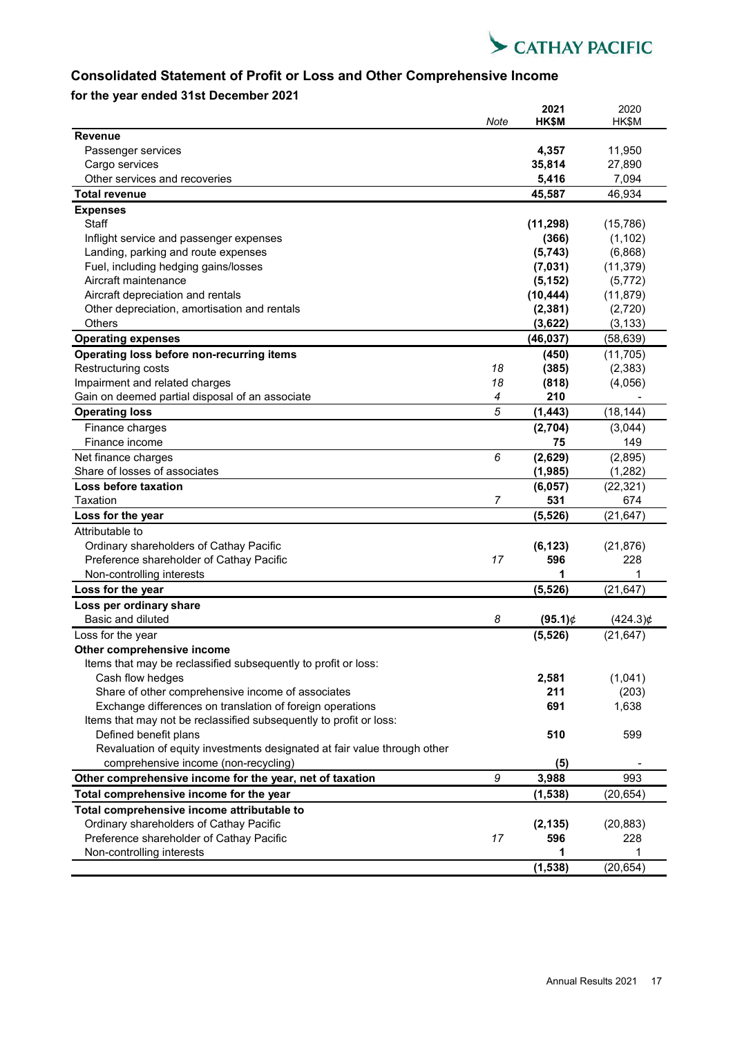## Consolidated Statement of Profit or Loss and Other Comprehensive Income

### for the year ended 31st December 2021

| | Note | 2021 HK$M | 2020 HK$M |
|---|---|---|---|
| **Revenue** | | | |
| Passenger services | | **4,357** | 11,950 |
| Cargo services | | **35,814** | 27,890 |
| Other services and recoveries | | **5,416** | 7,094 |
| **Total revenue** | | **45,587** | 46,934 |
| **Expenses** | | | |
| Staff | | **(11,298)** | (15,786) |
| Inflight service and passenger expenses | | **(366)** | (1,102) |
| Landing, parking and route expenses | | **(5,743)** | (6,868) |
| Fuel, including hedging gains/losses | | **(7,031)** | (11,379) |
| Aircraft maintenance | | **(5,152)** | (5,772) |
| Aircraft depreciation and rentals | | **(10,444)** | (11,879) |
| Other depreciation, amortisation and rentals | | **(2,381)** | (2,720) |
| Others | | **(3,622)** | (3,133) |
| **Operating expenses** | | **(46,037)** | (58,639) |
| **Operating loss before non-recurring items** | | **(450)** | (11,705) |
| Restructuring costs | 18 | **(385)** | (2,383) |
| Impairment and related charges | 18 | **(818)** | (4,056) |
| Gain on deemed partial disposal of an associate | 4 | **210** | - |
| **Operating loss** | 5 | **(1,443)** | (18,144) |
| Finance charges | | **(2,704)** | (3,044) |
| Finance income | | **75** | 149 |
| Net finance charges | 6 | **(2,629)** | (2,895) |
| Share of losses of associates | | **(1,985)** | (1,282) |
| **Loss before taxation** | | **(6,057)** | (22,321) |
| Taxation | 7 | **531** | 674 |
| **Loss for the year** | | **(5,526)** | (21,647) |
| Attributable to | | | |
| Ordinary shareholders of Cathay Pacific | | **(6,123)** | (21,876) |
| Preference shareholder of Cathay Pacific | 17 | **596** | 228 |
| Non-controlling interests | | **1** | 1 |
| **Loss for the year** | | **(5,526)** | (21,647) |
| **Loss per ordinary share** | | | |
| Basic and diluted | 8 | **(95.1)¢** | (424.3)¢ |
| Loss for the year | | **(5,526)** | (21,647) |
| **Other comprehensive income** | | | |
| Items that may be reclassified subsequently to profit or loss: | | | |
| Cash flow hedges | | **2,581** | (1,041) |
| Share of other comprehensive income of associates | | **211** | (203) |
| Exchange differences on translation of foreign operations | | **691** | 1,638 |
| Items that may not be reclassified subsequently to profit or loss: | | | |
| Defined benefit plans | | **510** | 599 |
| Revaluation of equity investments designated at fair value through other comprehensive income (non-recycling) | | **(5)** | - |
| **Other comprehensive income for the year, net of taxation** | 9 | **3,988** | 993 |
| **Total comprehensive income for the year** | | **(1,538)** | (20,654) |
| **Total comprehensive income attributable to** | | | |
| Ordinary shareholders of Cathay Pacific | | **(2,135)** | (20,883) |
| Preference shareholder of Cathay Pacific | 17 | **596** | 228 |
| Non-controlling interests | | **1** | 1 |
| | | **(1,538)** | (20,654) |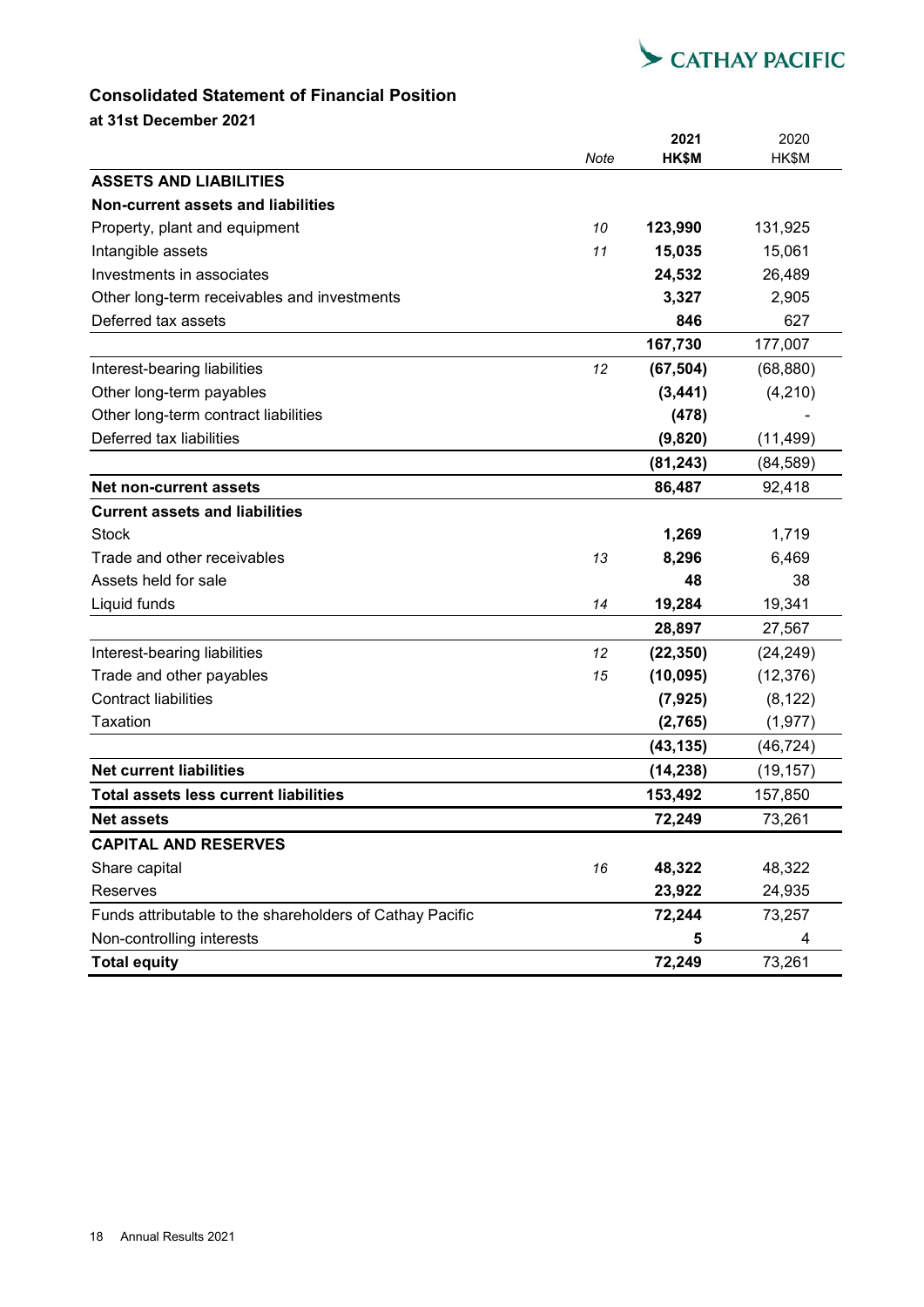## Consolidated Statement of Financial Position

**at 31st December 2021**

| | Note | 2021 HK$M | 2020 HK$M |
|---|---|---|---|
| **ASSETS AND LIABILITIES** | | | |
| **Non-current assets and liabilities** | | | |
| Property, plant and equipment | 10 | **123,990** | 131,925 |
| Intangible assets | 11 | **15,035** | 15,061 |
| Investments in associates | | **24,532** | 26,489 |
| Other long-term receivables and investments | | **3,327** | 2,905 |
| Deferred tax assets | | **846** | 627 |
| | | **167,730** | 177,007 |
| Interest-bearing liabilities | 12 | **(67,504)** | (68,880) |
| Other long-term payables | | **(3,441)** | (4,210) |
| Other long-term contract liabilities | | **(478)** | - |
| Deferred tax liabilities | | **(9,820)** | (11,499) |
| | | **(81,243)** | (84,589) |
| **Net non-current assets** | | **86,487** | 92,418 |
| **Current assets and liabilities** | | | |
| Stock | | **1,269** | 1,719 |
| Trade and other receivables | 13 | **8,296** | 6,469 |
| Assets held for sale | | **48** | 38 |
| Liquid funds | 14 | **19,284** | 19,341 |
| | | **28,897** | 27,567 |
| Interest-bearing liabilities | 12 | **(22,350)** | (24,249) |
| Trade and other payables | 15 | **(10,095)** | (12,376) |
| Contract liabilities | | **(7,925)** | (8,122) |
| Taxation | | **(2,765)** | (1,977) |
| | | **(43,135)** | (46,724) |
| **Net current liabilities** | | **(14,238)** | (19,157) |
| **Total assets less current liabilities** | | **153,492** | 157,850 |
| **Net assets** | | **72,249** | 73,261 |
| **CAPITAL AND RESERVES** | | | |
| Share capital | 16 | **48,322** | 48,322 |
| Reserves | | **23,922** | 24,935 |
| Funds attributable to the shareholders of Cathay Pacific | | **72,244** | 73,257 |
| Non-controlling interests | | **5** | 4 |
| **Total equity** | | **72,249** | 73,261 |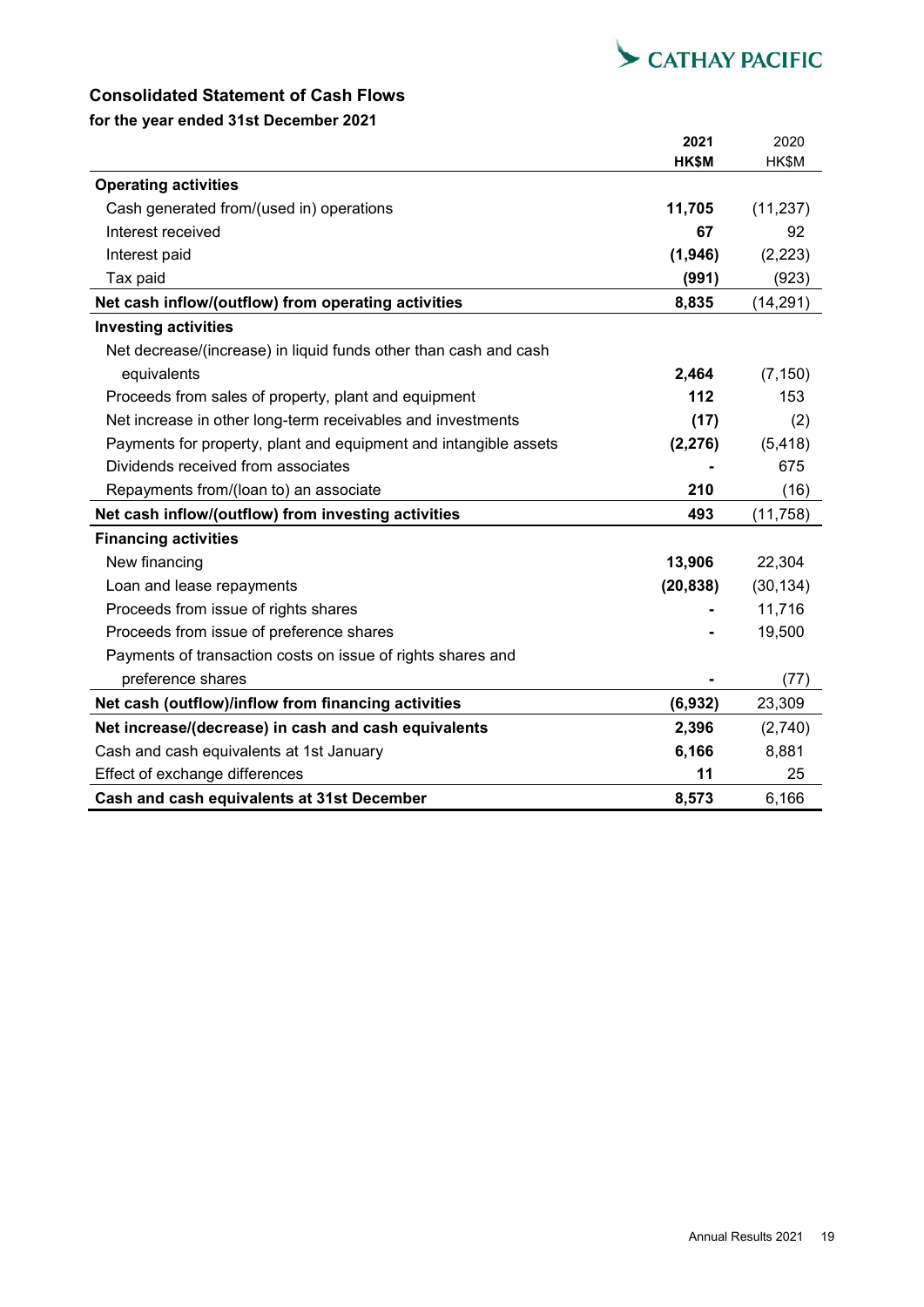## Consolidated Statement of Cash Flows

**for the year ended 31st December 2021**

| | 2021 HK$M | 2020 HK$M |
|---|---|---|
| **Operating activities** | | |
| Cash generated from/(used in) operations | **11,705** | (11,237) |
| Interest received | **67** | 92 |
| Interest paid | **(1,946)** | (2,223) |
| Tax paid | **(991)** | (923) |
| **Net cash inflow/(outflow) from operating activities** | **8,835** | (14,291) |
| **Investing activities** | | |
| Net decrease/(increase) in liquid funds other than cash and cash equivalents | **2,464** | (7,150) |
| Proceeds from sales of property, plant and equipment | **112** | 153 |
| Net increase in other long-term receivables and investments | **(17)** | (2) |
| Payments for property, plant and equipment and intangible assets | **(2,276)** | (5,418) |
| Dividends received from associates | **-** | 675 |
| Repayments from/(loan to) an associate | **210** | (16) |
| **Net cash inflow/(outflow) from investing activities** | **493** | (11,758) |
| **Financing activities** | | |
| New financing | **13,906** | 22,304 |
| Loan and lease repayments | **(20,838)** | (30,134) |
| Proceeds from issue of rights shares | **-** | 11,716 |
| Proceeds from issue of preference shares | **-** | 19,500 |
| Payments of transaction costs on issue of rights shares and preference shares | **-** | (77) |
| **Net cash (outflow)/inflow from financing activities** | **(6,932)** | 23,309 |
| **Net increase/(decrease) in cash and cash equivalents** | **2,396** | (2,740) |
| Cash and cash equivalents at 1st January | **6,166** | 8,881 |
| Effect of exchange differences | **11** | 25 |
| **Cash and cash equivalents at 31st December** | **8,573** | 6,166 |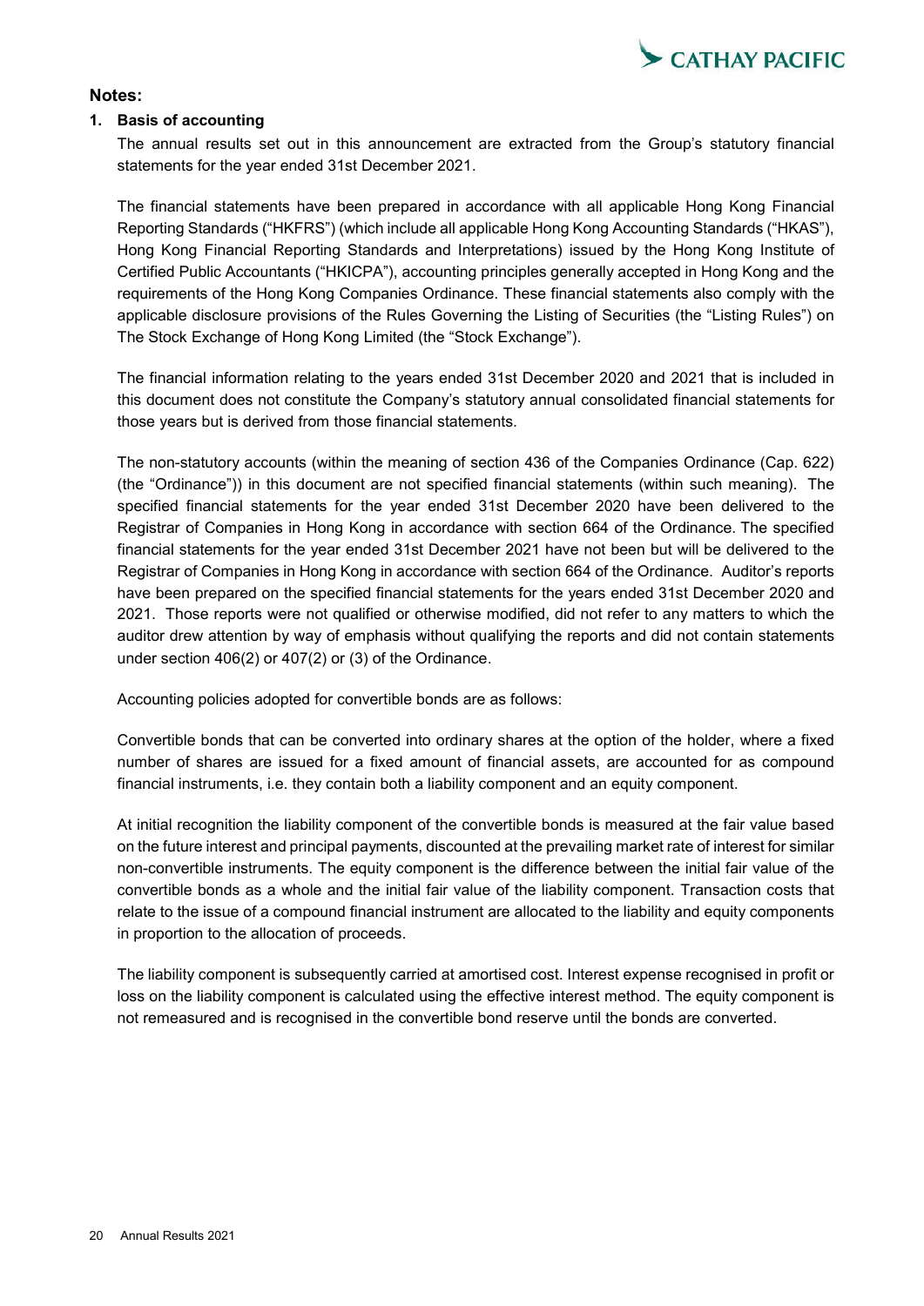## Notes:

### 1. Basis of accounting

The annual results set out in this announcement are extracted from the Group's statutory financial statements for the year ended 31st December 2021.

The financial statements have been prepared in accordance with all applicable Hong Kong Financial Reporting Standards ("HKFRS") (which include all applicable Hong Kong Accounting Standards ("HKAS"), Hong Kong Financial Reporting Standards and Interpretations) issued by the Hong Kong Institute of Certified Public Accountants ("HKICPA"), accounting principles generally accepted in Hong Kong and the requirements of the Hong Kong Companies Ordinance. These financial statements also comply with the applicable disclosure provisions of the Rules Governing the Listing of Securities (the "Listing Rules") on The Stock Exchange of Hong Kong Limited (the "Stock Exchange").

The financial information relating to the years ended 31st December 2020 and 2021 that is included in this document does not constitute the Company's statutory annual consolidated financial statements for those years but is derived from those financial statements.

The non-statutory accounts (within the meaning of section 436 of the Companies Ordinance (Cap. 622) (the "Ordinance")) in this document are not specified financial statements (within such meaning). The specified financial statements for the year ended 31st December 2020 have been delivered to the Registrar of Companies in Hong Kong in accordance with section 664 of the Ordinance. The specified financial statements for the year ended 31st December 2021 have not been but will be delivered to the Registrar of Companies in Hong Kong in accordance with section 664 of the Ordinance. Auditor's reports have been prepared on the specified financial statements for the years ended 31st December 2020 and 2021. Those reports were not qualified or otherwise modified, did not refer to any matters to which the auditor drew attention by way of emphasis without qualifying the reports and did not contain statements under section 406(2) or 407(2) or (3) of the Ordinance.

Accounting policies adopted for convertible bonds are as follows:

Convertible bonds that can be converted into ordinary shares at the option of the holder, where a fixed number of shares are issued for a fixed amount of financial assets, are accounted for as compound financial instruments, i.e. they contain both a liability component and an equity component.

At initial recognition the liability component of the convertible bonds is measured at the fair value based on the future interest and principal payments, discounted at the prevailing market rate of interest for similar non-convertible instruments. The equity component is the difference between the initial fair value of the convertible bonds as a whole and the initial fair value of the liability component. Transaction costs that relate to the issue of a compound financial instrument are allocated to the liability and equity components in proportion to the allocation of proceeds.

The liability component is subsequently carried at amortised cost. Interest expense recognised in profit or loss on the liability component is calculated using the effective interest method. The equity component is not remeasured and is recognised in the convertible bond reserve until the bonds are converted.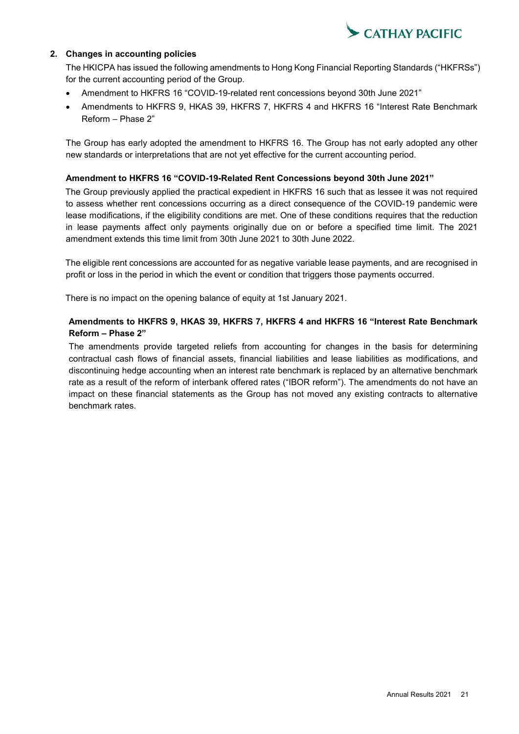## 2. Changes in accounting policies

The HKICPA has issued the following amendments to Hong Kong Financial Reporting Standards ("HKFRSs") for the current accounting period of the Group.

- Amendment to HKFRS 16 "COVID-19-related rent concessions beyond 30th June 2021"
- Amendments to HKFRS 9, HKAS 39, HKFRS 7, HKFRS 4 and HKFRS 16 "Interest Rate Benchmark Reform – Phase 2"

The Group has early adopted the amendment to HKFRS 16. The Group has not early adopted any other new standards or interpretations that are not yet effective for the current accounting period.

**Amendment to HKFRS 16 "COVID-19-Related Rent Concessions beyond 30th June 2021"**

The Group previously applied the practical expedient in HKFRS 16 such that as lessee it was not required to assess whether rent concessions occurring as a direct consequence of the COVID-19 pandemic were lease modifications, if the eligibility conditions are met. One of these conditions requires that the reduction in lease payments affect only payments originally due on or before a specified time limit. The 2021 amendment extends this time limit from 30th June 2021 to 30th June 2022.

The eligible rent concessions are accounted for as negative variable lease payments, and are recognised in profit or loss in the period in which the event or condition that triggers those payments occurred.

There is no impact on the opening balance of equity at 1st January 2021.

**Amendments to HKFRS 9, HKAS 39, HKFRS 7, HKFRS 4 and HKFRS 16 "Interest Rate Benchmark Reform – Phase 2"**

The amendments provide targeted reliefs from accounting for changes in the basis for determining contractual cash flows of financial assets, financial liabilities and lease liabilities as modifications, and discontinuing hedge accounting when an interest rate benchmark is replaced by an alternative benchmark rate as a result of the reform of interbank offered rates ("IBOR reform"). The amendments do not have an impact on these financial statements as the Group has not moved any existing contracts to alternative benchmark rates.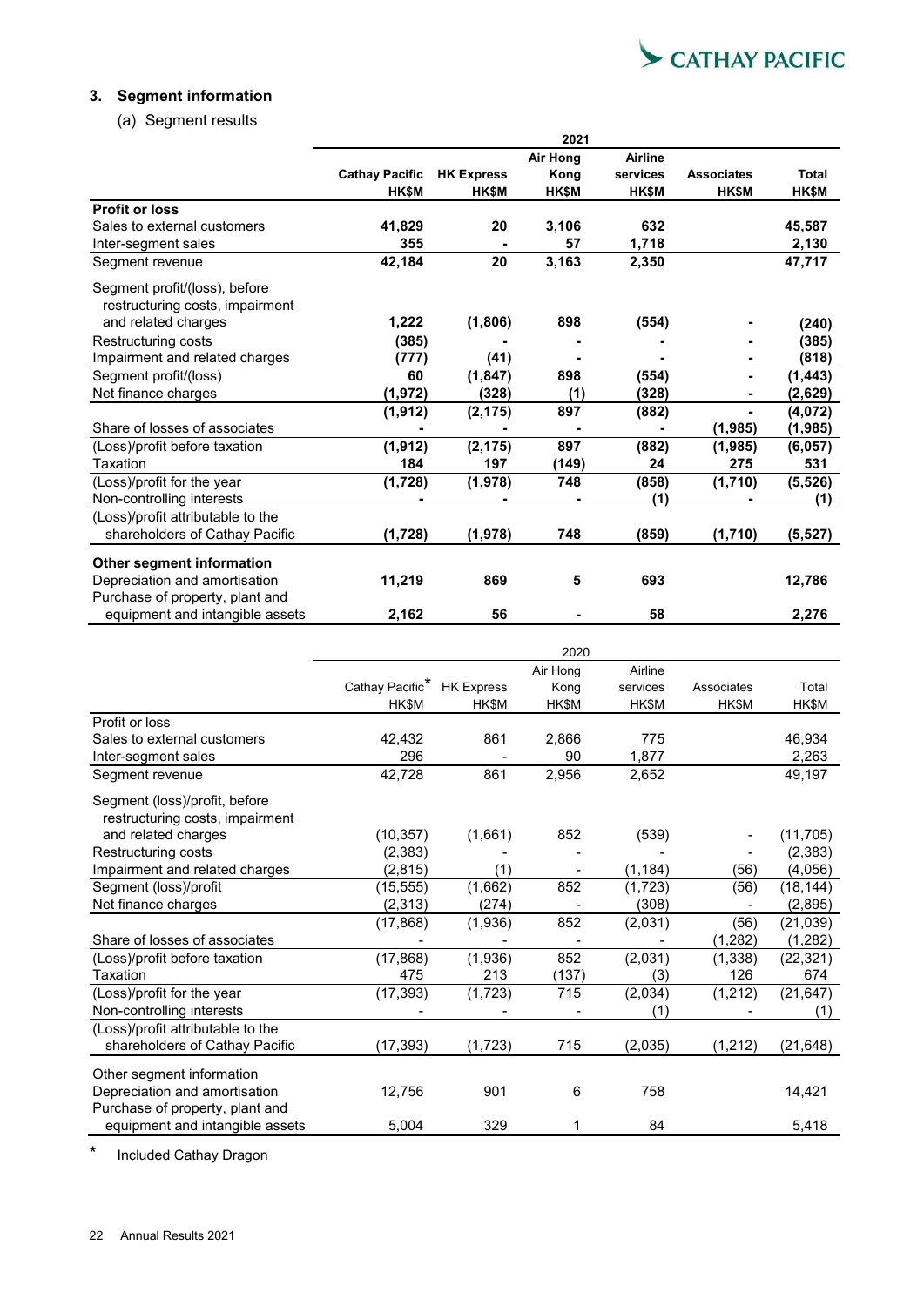## 3. Segment information

(a) Segment results

| | 2021 | | | | | |
|---|---|---|---|---|---|---|
| | **Cathay Pacific HK$M** | **HK Express HK$M** | **Air Hong Kong HK$M** | **Airline services HK$M** | **Associates HK$M** | **Total HK$M** |
| **Profit or loss** | | | | | | |
| Sales to external customers | **41,829** | **20** | **3,106** | **632** | | **45,587** |
| Inter-segment sales | **355** | **-** | **57** | **1,718** | | **2,130** |
| Segment revenue | **42,184** | **20** | **3,163** | **2,350** | | **47,717** |
| Segment profit/(loss), before restructuring costs, impairment and related charges | **1,222** | **(1,806)** | **898** | **(554)** | **-** | **(240)** |
| Restructuring costs | **(385)** | **-** | **-** | **-** | **-** | **(385)** |
| Impairment and related charges | **(777)** | **(41)** | **-** | **-** | **-** | **(818)** |
| Segment profit/(loss) | **60** | **(1,847)** | **898** | **(554)** | **-** | **(1,443)** |
| Net finance charges | **(1,972)** | **(328)** | **(1)** | **(328)** | **-** | **(2,629)** |
| | **(1,912)** | **(2,175)** | **897** | **(882)** | **-** | **(4,072)** |
| Share of losses of associates | **-** | **-** | **-** | **-** | **(1,985)** | **(1,985)** |
| (Loss)/profit before taxation | **(1,912)** | **(2,175)** | **897** | **(882)** | **(1,985)** | **(6,057)** |
| Taxation | **184** | **197** | **(149)** | **24** | **275** | **531** |
| (Loss)/profit for the year | **(1,728)** | **(1,978)** | **748** | **(858)** | **(1,710)** | **(5,526)** |
| Non-controlling interests | **-** | **-** | **-** | **(1)** | **-** | **(1)** |
| (Loss)/profit attributable to the shareholders of Cathay Pacific | **(1,728)** | **(1,978)** | **748** | **(859)** | **(1,710)** | **(5,527)** |
| **Other segment information** | | | | | | |
| Depreciation and amortisation | **11,219** | **869** | **5** | **693** | | **12,786** |
| Purchase of property, plant and equipment and intangible assets | **2,162** | **56** | **-** | **58** | | **2,276** |

| | 2020 | | | | | |
|---|---|---|---|---|---|---|
| | Cathay Pacific* HK$M | HK Express HK$M | Air Hong Kong HK$M | Airline services HK$M | Associates HK$M | Total HK$M |
| Profit or loss | | | | | | |
| Sales to external customers | 42,432 | 861 | 2,866 | 775 | | 46,934 |
| Inter-segment sales | 296 | - | 90 | 1,877 | | 2,263 |
| Segment revenue | 42,728 | 861 | 2,956 | 2,652 | | 49,197 |
| Segment (loss)/profit, before restructuring costs, impairment and related charges | (10,357) | (1,661) | 852 | (539) | - | (11,705) |
| Restructuring costs | (2,383) | - | - | - | - | (2,383) |
| Impairment and related charges | (2,815) | (1) | - | (1,184) | (56) | (4,056) |
| Segment (loss)/profit | (15,555) | (1,662) | 852 | (1,723) | (56) | (18,144) |
| Net finance charges | (2,313) | (274) | - | (308) | - | (2,895) |
| | (17,868) | (1,936) | 852 | (2,031) | (56) | (21,039) |
| Share of losses of associates | - | - | - | - | (1,282) | (1,282) |
| (Loss)/profit before taxation | (17,868) | (1,936) | 852 | (2,031) | (1,338) | (22,321) |
| Taxation | 475 | 213 | (137) | (3) | 126 | 674 |
| (Loss)/profit for the year | (17,393) | (1,723) | 715 | (2,034) | (1,212) | (21,647) |
| Non-controlling interests | - | - | - | (1) | - | (1) |
| (Loss)/profit attributable to the shareholders of Cathay Pacific | (17,393) | (1,723) | 715 | (2,035) | (1,212) | (21,648) |
| Other segment information | | | | | | |
| Depreciation and amortisation | 12,756 | 901 | 6 | 758 | | 14,421 |
| Purchase of property, plant and equipment and intangible assets | 5,004 | 329 | 1 | 84 | | 5,418 |

\* Included Cathay Dragon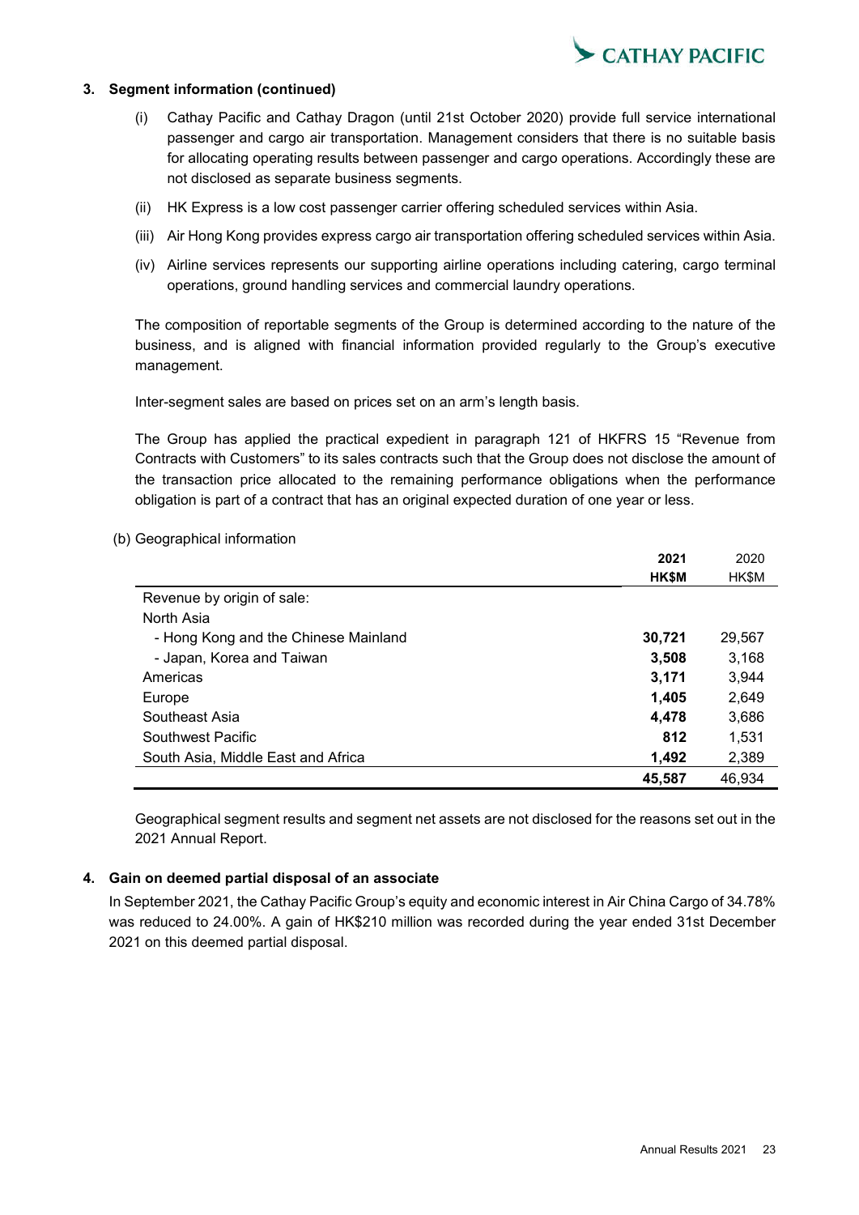### 3. Segment information (continued)

(i) Cathay Pacific and Cathay Dragon (until 21st October 2020) provide full service international passenger and cargo air transportation. Management considers that there is no suitable basis for allocating operating results between passenger and cargo operations. Accordingly these are not disclosed as separate business segments.

(ii) HK Express is a low cost passenger carrier offering scheduled services within Asia.

(iii) Air Hong Kong provides express cargo air transportation offering scheduled services within Asia.

(iv) Airline services represents our supporting airline operations including catering, cargo terminal operations, ground handling services and commercial laundry operations.

The composition of reportable segments of the Group is determined according to the nature of the business, and is aligned with financial information provided regularly to the Group's executive management.

Inter-segment sales are based on prices set on an arm's length basis.

The Group has applied the practical expedient in paragraph 121 of HKFRS 15 "Revenue from Contracts with Customers" to its sales contracts such that the Group does not disclose the amount of the transaction price allocated to the remaining performance obligations when the performance obligation is part of a contract that has an original expected duration of one year or less.

(b) Geographical information

| | **2021** | 2020 |
|---|---|---|
| | **HK$M** | HK$M |
| Revenue by origin of sale: | | |
| North Asia | | |
| - Hong Kong and the Chinese Mainland | **30,721** | 29,567 |
| - Japan, Korea and Taiwan | **3,508** | 3,168 |
| Americas | **3,171** | 3,944 |
| Europe | **1,405** | 2,649 |
| Southeast Asia | **4,478** | 3,686 |
| Southwest Pacific | **812** | 1,531 |
| South Asia, Middle East and Africa | **1,492** | 2,389 |
| | **45,587** | 46,934 |

Geographical segment results and segment net assets are not disclosed for the reasons set out in the 2021 Annual Report.

### 4. Gain on deemed partial disposal of an associate

In September 2021, the Cathay Pacific Group's equity and economic interest in Air China Cargo of 34.78% was reduced to 24.00%. A gain of HK$210 million was recorded during the year ended 31st December 2021 on this deemed partial disposal.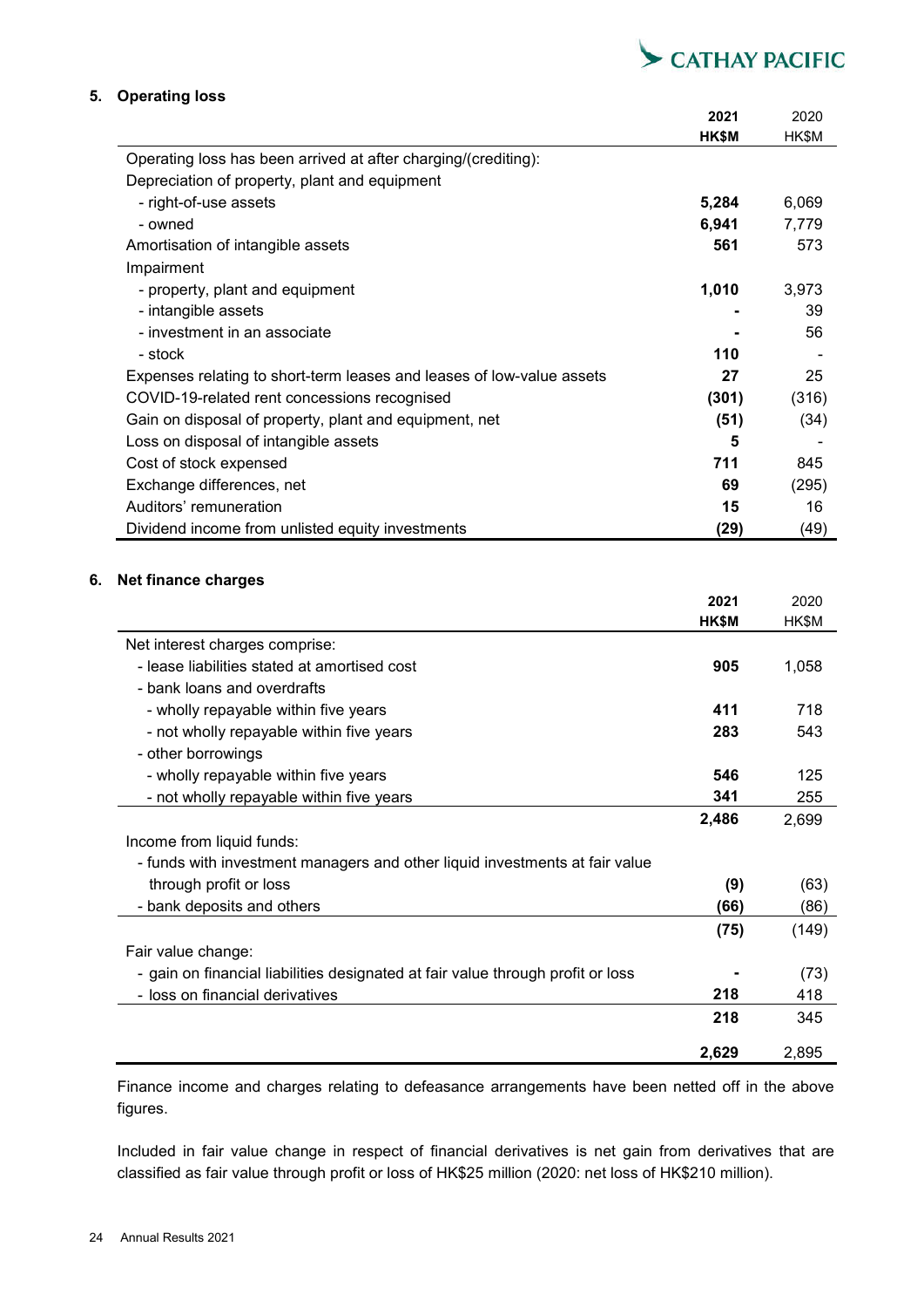## 5. Operating loss

| | 2021 HK$M | 2020 HK$M |
|---|---|---|
| Operating loss has been arrived at after charging/(crediting): | | |
| Depreciation of property, plant and equipment | | |
| - right-of-use assets | **5,284** | 6,069 |
| - owned | **6,941** | 7,779 |
| Amortisation of intangible assets | **561** | 573 |
| Impairment | | |
| - property, plant and equipment | **1,010** | 3,973 |
| - intangible assets | **-** | 39 |
| - investment in an associate | **-** | 56 |
| - stock | **110** | - |
| Expenses relating to short-term leases and leases of low-value assets | **27** | 25 |
| COVID-19-related rent concessions recognised | **(301)** | (316) |
| Gain on disposal of property, plant and equipment, net | **(51)** | (34) |
| Loss on disposal of intangible assets | **5** | - |
| Cost of stock expensed | **711** | 845 |
| Exchange differences, net | **69** | (295) |
| Auditors' remuneration | **15** | 16 |
| Dividend income from unlisted equity investments | **(29)** | (49) |

## 6. Net finance charges

| | 2021 HK$M | 2020 HK$M |
|---|---|---|
| Net interest charges comprise: | | |
| - lease liabilities stated at amortised cost | **905** | 1,058 |
| - bank loans and overdrafts | | |
| - wholly repayable within five years | **411** | 718 |
| - not wholly repayable within five years | **283** | 543 |
| - other borrowings | | |
| - wholly repayable within five years | **546** | 125 |
| - not wholly repayable within five years | **341** | 255 |
| | **2,486** | 2,699 |
| Income from liquid funds: | | |
| - funds with investment managers and other liquid investments at fair value through profit or loss | **(9)** | (63) |
| - bank deposits and others | **(66)** | (86) |
| | **(75)** | (149) |
| Fair value change: | | |
| - gain on financial liabilities designated at fair value through profit or loss | **-** | (73) |
| - loss on financial derivatives | **218** | 418 |
| | **218** | 345 |
| | **2,629** | 2,895 |

Finance income and charges relating to defeasance arrangements have been netted off in the above figures.

Included in fair value change in respect of financial derivatives is net gain from derivatives that are classified as fair value through profit or loss of HK$25 million (2020: net loss of HK$210 million).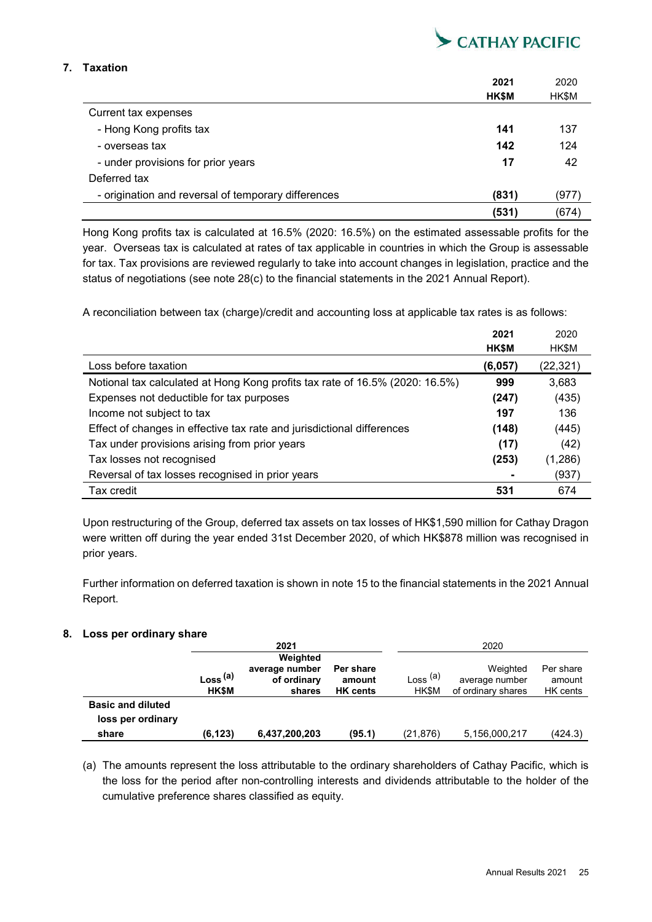## 7. Taxation

| | 2021 | 2020 |
|---|---|---|
| | HK$M | HK$M |
| Current tax expenses | | |
| - Hong Kong profits tax | 141 | 137 |
| - overseas tax | 142 | 124 |
| - under provisions for prior years | 17 | 42 |
| Deferred tax | | |
| - origination and reversal of temporary differences | (831) | (977) |
| | (531) | (674) |

Hong Kong profits tax is calculated at 16.5% (2020: 16.5%) on the estimated assessable profits for the year. Overseas tax is calculated at rates of tax applicable in countries in which the Group is assessable for tax. Tax provisions are reviewed regularly to take into account changes in legislation, practice and the status of negotiations (see note 28(c) to the financial statements in the 2021 Annual Report).

A reconciliation between tax (charge)/credit and accounting loss at applicable tax rates is as follows:

| | 2021 | 2020 |
|---|---|---|
| | HK$M | HK$M |
| Loss before taxation | (6,057) | (22,321) |
| Notional tax calculated at Hong Kong profits tax rate of 16.5% (2020: 16.5%) | 999 | 3,683 |
| Expenses not deductible for tax purposes | (247) | (435) |
| Income not subject to tax | 197 | 136 |
| Effect of changes in effective tax rate and jurisdictional differences | (148) | (445) |
| Tax under provisions arising from prior years | (17) | (42) |
| Tax losses not recognised | (253) | (1,286) |
| Reversal of tax losses recognised in prior years | - | (937) |
| Tax credit | 531 | 674 |

Upon restructuring of the Group, deferred tax assets on tax losses of HK$1,590 million for Cathay Dragon were written off during the year ended 31st December 2020, of which HK$878 million was recognised in prior years.

Further information on deferred taxation is shown in note 15 to the financial statements in the 2021 Annual Report.

## 8. Loss per ordinary share

| | 2021 | | | 2020 | | |
|---|---|---|---|---|---|---|
| | Loss [(a)] HK$M | Weighted average number of ordinary shares | Per share amount HK cents | Loss [(a)] HK$M | Weighted average number of ordinary shares | Per share amount HK cents |
| Basic and diluted loss per ordinary share | (6,123) | 6,437,200,203 | (95.1) | (21,876) | 5,156,000,217 | (424.3) |

(a) The amounts represent the loss attributable to the ordinary shareholders of Cathay Pacific, which is the loss for the period after non-controlling interests and dividends attributable to the holder of the cumulative preference shares classified as equity.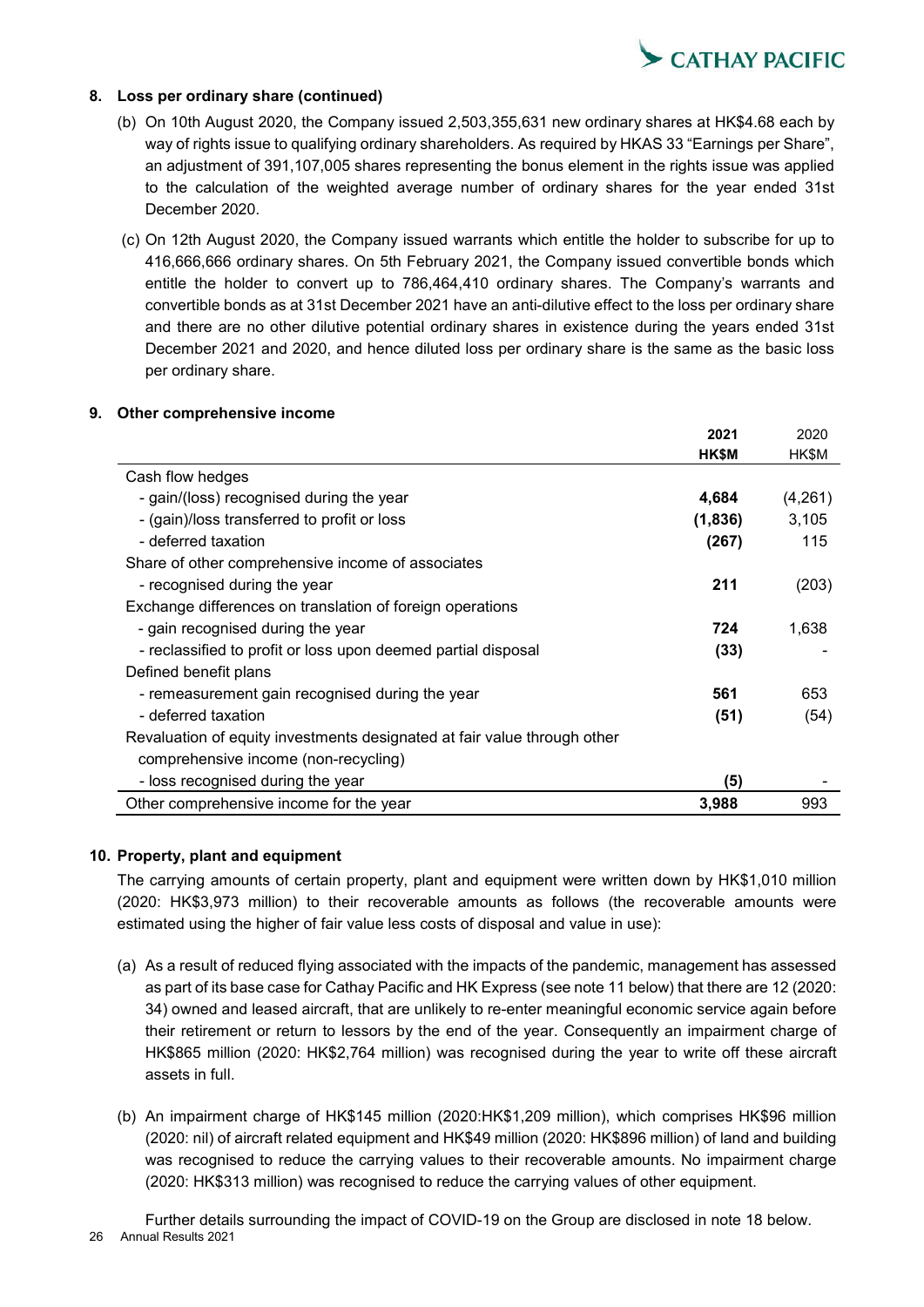**8. Loss per ordinary share (continued)**

(b) On 10th August 2020, the Company issued 2,503,355,631 new ordinary shares at HK$4.68 each by way of rights issue to qualifying ordinary shareholders. As required by HKAS 33 "Earnings per Share", an adjustment of 391,107,005 shares representing the bonus element in the rights issue was applied to the calculation of the weighted average number of ordinary shares for the year ended 31st December 2020.

(c) On 12th August 2020, the Company issued warrants which entitle the holder to subscribe for up to 416,666,666 ordinary shares. On 5th February 2021, the Company issued convertible bonds which entitle the holder to convert up to 786,464,410 ordinary shares. The Company's warrants and convertible bonds as at 31st December 2021 have an anti-dilutive effect to the loss per ordinary share and there are no other dilutive potential ordinary shares in existence during the years ended 31st December 2021 and 2020, and hence diluted loss per ordinary share is the same as the basic loss per ordinary share.

**9. Other comprehensive income**

| | **2021 HK$M** | 2020 HK$M |
|---|---|---|
| Cash flow hedges | | |
| - gain/(loss) recognised during the year | **4,684** | (4,261) |
| - (gain)/loss transferred to profit or loss | **(1,836)** | 3,105 |
| - deferred taxation | **(267)** | 115 |
| Share of other comprehensive income of associates | | |
| - recognised during the year | **211** | (203) |
| Exchange differences on translation of foreign operations | | |
| - gain recognised during the year | **724** | 1,638 |
| - reclassified to profit or loss upon deemed partial disposal | **(33)** | - |
| Defined benefit plans | | |
| - remeasurement gain recognised during the year | **561** | 653 |
| - deferred taxation | **(51)** | (54) |
| Revaluation of equity investments designated at fair value through other comprehensive income (non-recycling) | | |
| - loss recognised during the year | **(5)** | - |
| Other comprehensive income for the year | **3,988** | 993 |

**10. Property, plant and equipment**

The carrying amounts of certain property, plant and equipment were written down by HK$1,010 million (2020: HK$3,973 million) to their recoverable amounts as follows (the recoverable amounts were estimated using the higher of fair value less costs of disposal and value in use):

(a) As a result of reduced flying associated with the impacts of the pandemic, management has assessed as part of its base case for Cathay Pacific and HK Express (see note 11 below) that there are 12 (2020: 34) owned and leased aircraft, that are unlikely to re-enter meaningful economic service again before their retirement or return to lessors by the end of the year. Consequently an impairment charge of HK$865 million (2020: HK$2,764 million) was recognised during the year to write off these aircraft assets in full.

(b) An impairment charge of HK$145 million (2020:HK$1,209 million), which comprises HK$96 million (2020: nil) of aircraft related equipment and HK$49 million (2020: HK$896 million) of land and building was recognised to reduce the carrying values to their recoverable amounts. No impairment charge (2020: HK$313 million) was recognised to reduce the carrying values of other equipment.

Further details surrounding the impact of COVID-19 on the Group are disclosed in note 18 below.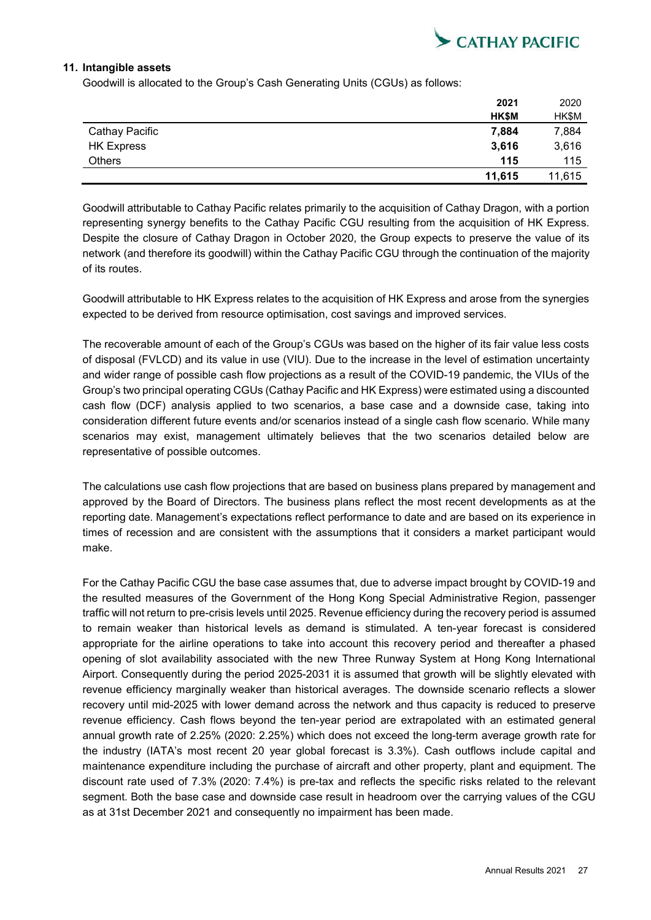## 11. Intangible assets

Goodwill is allocated to the Group's Cash Generating Units (CGUs) as follows:

| | **2021** | 2020 |
|---|---|---|
| | **HK$M** | HK$M |
| Cathay Pacific | **7,884** | 7,884 |
| HK Express | **3,616** | 3,616 |
| Others | **115** | 115 |
| | **11,615** | 11,615 |

Goodwill attributable to Cathay Pacific relates primarily to the acquisition of Cathay Dragon, with a portion representing synergy benefits to the Cathay Pacific CGU resulting from the acquisition of HK Express. Despite the closure of Cathay Dragon in October 2020, the Group expects to preserve the value of its network (and therefore its goodwill) within the Cathay Pacific CGU through the continuation of the majority of its routes.

Goodwill attributable to HK Express relates to the acquisition of HK Express and arose from the synergies expected to be derived from resource optimisation, cost savings and improved services.

The recoverable amount of each of the Group's CGUs was based on the higher of its fair value less costs of disposal (FVLCD) and its value in use (VIU). Due to the increase in the level of estimation uncertainty and wider range of possible cash flow projections as a result of the COVID-19 pandemic, the VIUs of the Group's two principal operating CGUs (Cathay Pacific and HK Express) were estimated using a discounted cash flow (DCF) analysis applied to two scenarios, a base case and a downside case, taking into consideration different future events and/or scenarios instead of a single cash flow scenario. While many scenarios may exist, management ultimately believes that the two scenarios detailed below are representative of possible outcomes.

The calculations use cash flow projections that are based on business plans prepared by management and approved by the Board of Directors. The business plans reflect the most recent developments as at the reporting date. Management's expectations reflect performance to date and are based on its experience in times of recession and are consistent with the assumptions that it considers a market participant would make.

For the Cathay Pacific CGU the base case assumes that, due to adverse impact brought by COVID-19 and the resulted measures of the Government of the Hong Kong Special Administrative Region, passenger traffic will not return to pre-crisis levels until 2025. Revenue efficiency during the recovery period is assumed to remain weaker than historical levels as demand is stimulated. A ten-year forecast is considered appropriate for the airline operations to take into account this recovery period and thereafter a phased opening of slot availability associated with the new Three Runway System at Hong Kong International Airport. Consequently during the period 2025-2031 it is assumed that growth will be slightly elevated with revenue efficiency marginally weaker than historical averages. The downside scenario reflects a slower recovery until mid-2025 with lower demand across the network and thus capacity is reduced to preserve revenue efficiency. Cash flows beyond the ten-year period are extrapolated with an estimated general annual growth rate of 2.25% (2020: 2.25%) which does not exceed the long-term average growth rate for the industry (IATA's most recent 20 year global forecast is 3.3%). Cash outflows include capital and maintenance expenditure including the purchase of aircraft and other property, plant and equipment. The discount rate used of 7.3% (2020: 7.4%) is pre-tax and reflects the specific risks related to the relevant segment. Both the base case and downside case result in headroom over the carrying values of the CGU as at 31st December 2021 and consequently no impairment has been made.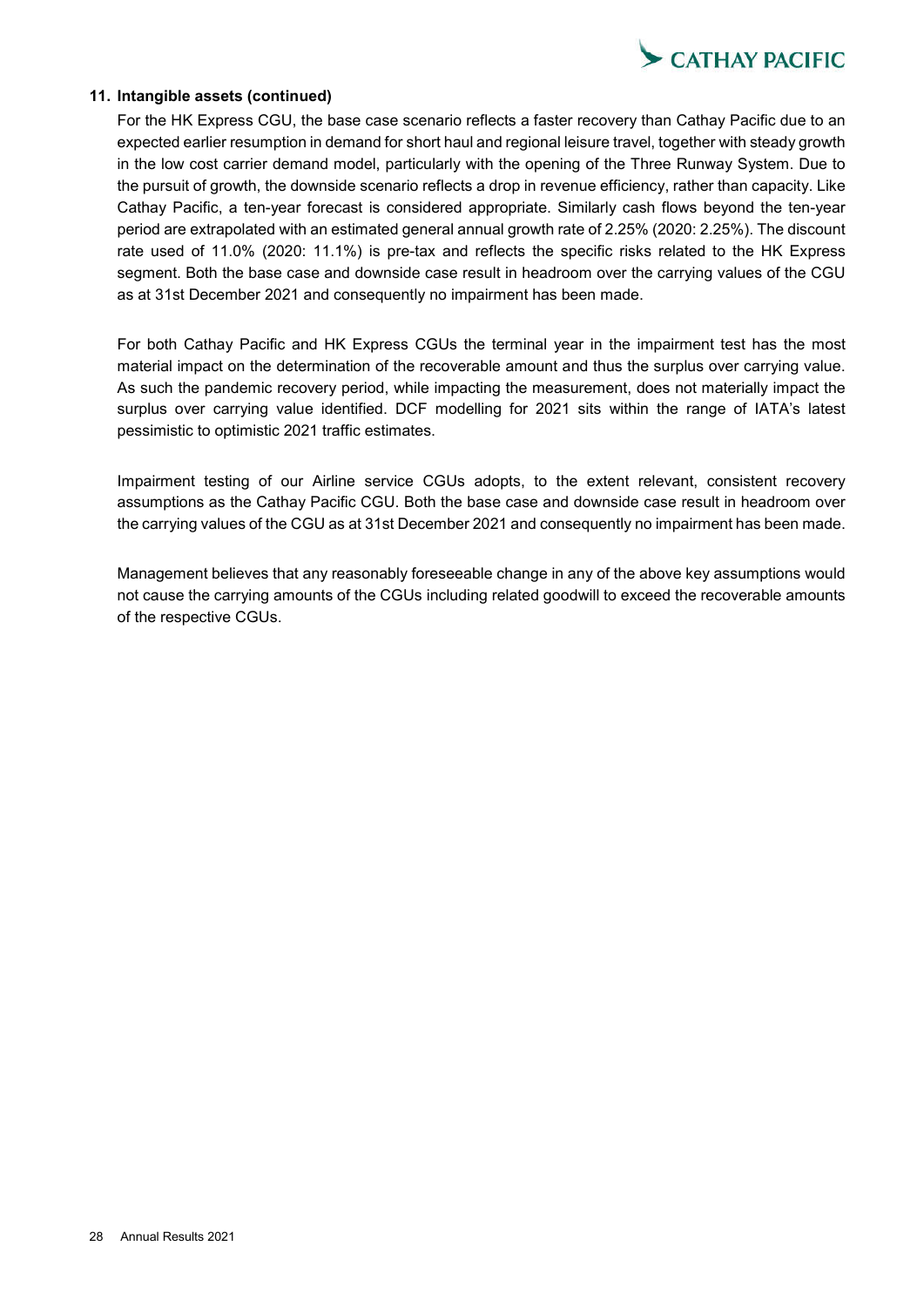**11. Intangible assets (continued)**

For the HK Express CGU, the base case scenario reflects a faster recovery than Cathay Pacific due to an expected earlier resumption in demand for short haul and regional leisure travel, together with steady growth in the low cost carrier demand model, particularly with the opening of the Three Runway System. Due to the pursuit of growth, the downside scenario reflects a drop in revenue efficiency, rather than capacity. Like Cathay Pacific, a ten-year forecast is considered appropriate. Similarly cash flows beyond the ten-year period are extrapolated with an estimated general annual growth rate of 2.25% (2020: 2.25%). The discount rate used of 11.0% (2020: 11.1%) is pre-tax and reflects the specific risks related to the HK Express segment. Both the base case and downside case result in headroom over the carrying values of the CGU as at 31st December 2021 and consequently no impairment has been made.

For both Cathay Pacific and HK Express CGUs the terminal year in the impairment test has the most material impact on the determination of the recoverable amount and thus the surplus over carrying value. As such the pandemic recovery period, while impacting the measurement, does not materially impact the surplus over carrying value identified. DCF modelling for 2021 sits within the range of IATA's latest pessimistic to optimistic 2021 traffic estimates.

Impairment testing of our Airline service CGUs adopts, to the extent relevant, consistent recovery assumptions as the Cathay Pacific CGU. Both the base case and downside case result in headroom over the carrying values of the CGU as at 31st December 2021 and consequently no impairment has been made.

Management believes that any reasonably foreseeable change in any of the above key assumptions would not cause the carrying amounts of the CGUs including related goodwill to exceed the recoverable amounts of the respective CGUs.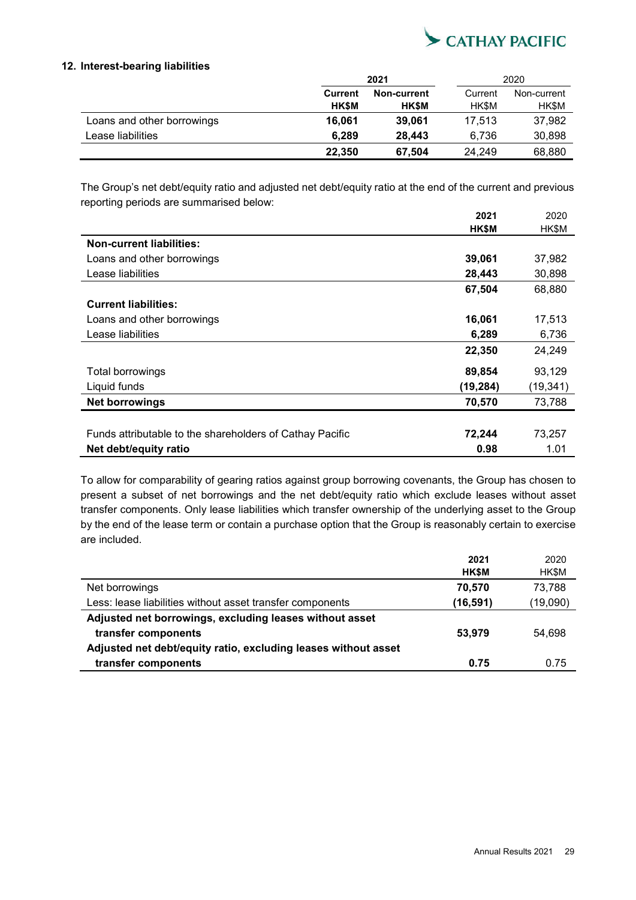## 12. Interest-bearing liabilities

| | 2021 | | 2020 | |
|---|---|---|---|---|
| | **Current HK$M** | **Non-current HK$M** | Current HK$M | Non-current HK$M |
| Loans and other borrowings | **16,061** | **39,061** | 17,513 | 37,982 |
| Lease liabilities | **6,289** | **28,443** | 6,736 | 30,898 |
| | **22,350** | **67,504** | 24,249 | 68,880 |

The Group's net debt/equity ratio and adjusted net debt/equity ratio at the end of the current and previous reporting periods are summarised below:

| | **2021 HK$M** | 2020 HK$M |
|---|---|---|
| **Non-current liabilities:** | | |
| Loans and other borrowings | **39,061** | 37,982 |
| Lease liabilities | **28,443** | 30,898 |
| | **67,504** | 68,880 |
| **Current liabilities:** | | |
| Loans and other borrowings | **16,061** | 17,513 |
| Lease liabilities | **6,289** | 6,736 |
| | **22,350** | 24,249 |
| Total borrowings | **89,854** | 93,129 |
| Liquid funds | **(19,284)** | (19,341) |
| **Net borrowings** | **70,570** | 73,788 |
| Funds attributable to the shareholders of Cathay Pacific | **72,244** | 73,257 |
| **Net debt/equity ratio** | **0.98** | 1.01 |

To allow for comparability of gearing ratios against group borrowing covenants, the Group has chosen to present a subset of net borrowings and the net debt/equity ratio which exclude leases without asset transfer components. Only lease liabilities which transfer ownership of the underlying asset to the Group by the end of the lease term or contain a purchase option that the Group is reasonably certain to exercise are included.

| | **2021 HK$M** | 2020 HK$M |
|---|---|---|
| Net borrowings | **70,570** | 73,788 |
| Less: lease liabilities without asset transfer components | **(16,591)** | (19,090) |
| **Adjusted net borrowings, excluding leases without asset transfer components** | **53,979** | 54,698 |
| **Adjusted net debt/equity ratio, excluding leases without asset transfer components** | **0.75** | 0.75 |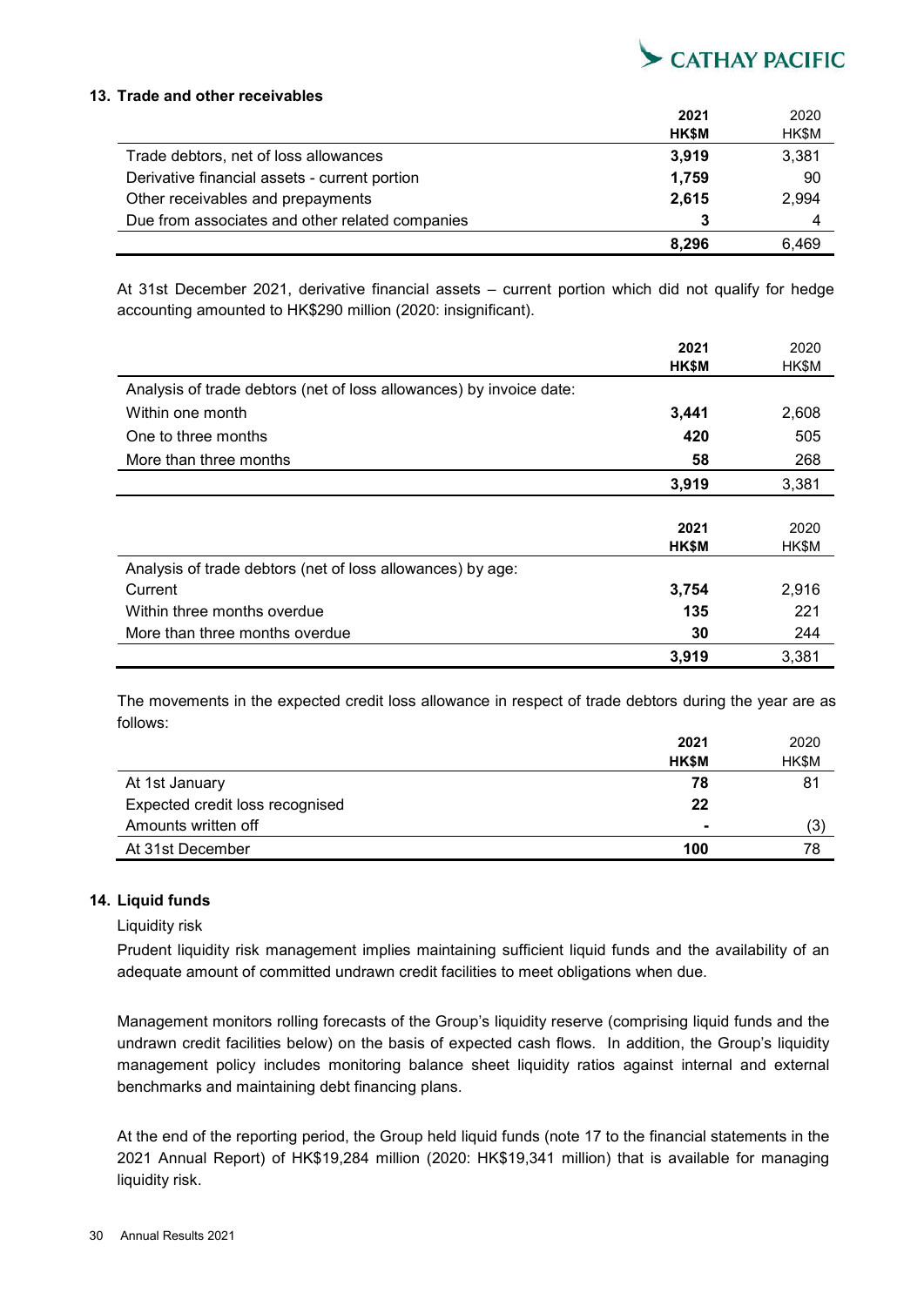## 13. Trade and other receivables

| | 2021 HK$M | 2020 HK$M |
|---|---|---|
| Trade debtors, net of loss allowances | **3,919** | 3,381 |
| Derivative financial assets - current portion | **1,759** | 90 |
| Other receivables and prepayments | **2,615** | 2,994 |
| Due from associates and other related companies | **3** | 4 |
| | **8,296** | 6,469 |

At 31st December 2021, derivative financial assets – current portion which did not qualify for hedge accounting amounted to HK$290 million (2020: insignificant).

| | 2021 HK$M | 2020 HK$M |
|---|---|---|
| Analysis of trade debtors (net of loss allowances) by invoice date: | | |
| Within one month | **3,441** | 2,608 |
| One to three months | **420** | 505 |
| More than three months | **58** | 268 |
| | **3,919** | 3,381 |

| | 2021 HK$M | 2020 HK$M |
|---|---|---|
| Analysis of trade debtors (net of loss allowances) by age: | | |
| Current | **3,754** | 2,916 |
| Within three months overdue | **135** | 221 |
| More than three months overdue | **30** | 244 |
| | **3,919** | 3,381 |

The movements in the expected credit loss allowance in respect of trade debtors during the year are as follows:

| | 2021 HK$M | 2020 HK$M |
|---|---|---|
| At 1st January | **78** | 81 |
| Expected credit loss recognised | **22** | |
| Amounts written off | **-** | (3) |
| At 31st December | **100** | 78 |

## 14. Liquid funds

Liquidity risk

Prudent liquidity risk management implies maintaining sufficient liquid funds and the availability of an adequate amount of committed undrawn credit facilities to meet obligations when due.

Management monitors rolling forecasts of the Group's liquidity reserve (comprising liquid funds and the undrawn credit facilities below) on the basis of expected cash flows. In addition, the Group's liquidity management policy includes monitoring balance sheet liquidity ratios against internal and external benchmarks and maintaining debt financing plans.

At the end of the reporting period, the Group held liquid funds (note 17 to the financial statements in the 2021 Annual Report) of HK$19,284 million (2020: HK$19,341 million) that is available for managing liquidity risk.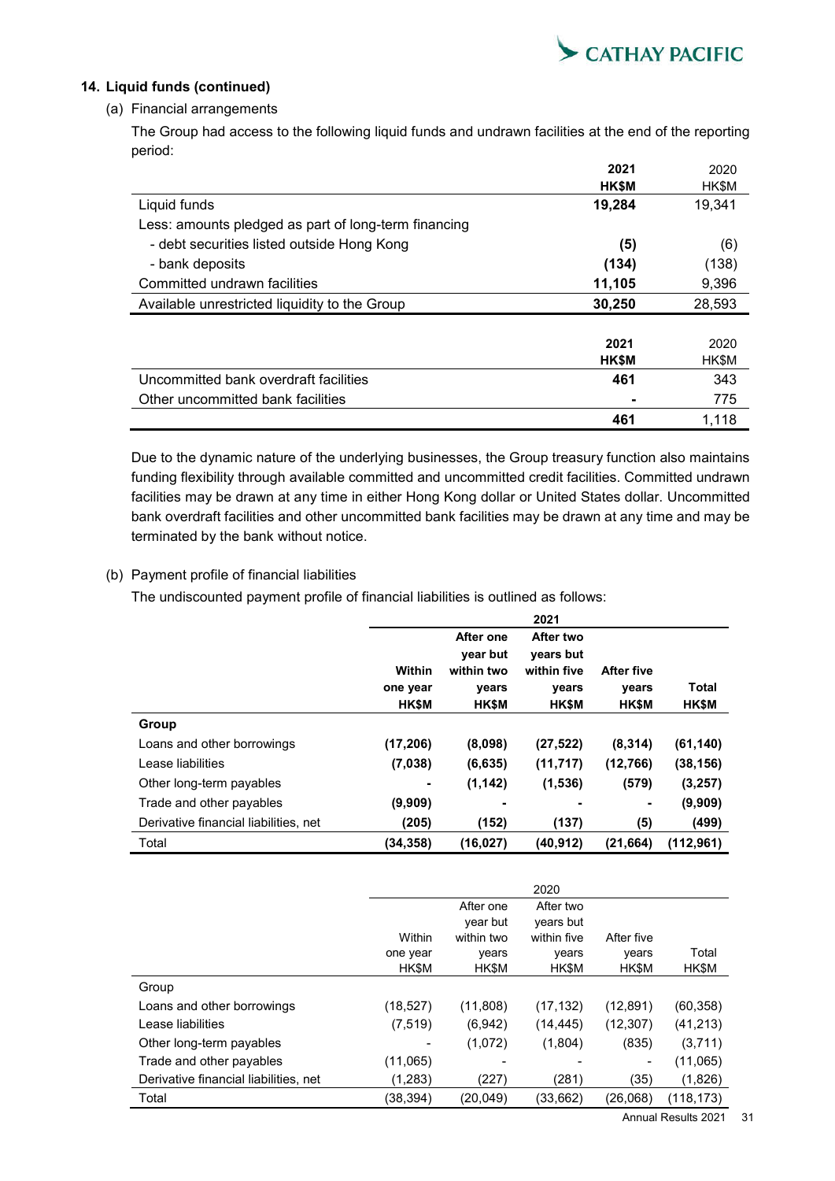## 14. Liquid funds (continued)

### (a) Financial arrangements

The Group had access to the following liquid funds and undrawn facilities at the end of the reporting period:

| | 2021 HK$M | 2020 HK$M |
|---|---|---|
| Liquid funds | **19,284** | 19,341 |
| Less: amounts pledged as part of long-term financing | | |
| - debt securities listed outside Hong Kong | **(5)** | (6) |
| - bank deposits | **(134)** | (138) |
| Committed undrawn facilities | **11,105** | 9,396 |
| Available unrestricted liquidity to the Group | **30,250** | 28,593 |

| | 2021 HK$M | 2020 HK$M |
|---|---|---|
| Uncommitted bank overdraft facilities | **461** | 343 |
| Other uncommitted bank facilities | **-** | 775 |
| | **461** | 1,118 |

Due to the dynamic nature of the underlying businesses, the Group treasury function also maintains funding flexibility through available committed and uncommitted credit facilities. Committed undrawn facilities may be drawn at any time in either Hong Kong dollar or United States dollar. Uncommitted bank overdraft facilities and other uncommitted bank facilities may be drawn at any time and may be terminated by the bank without notice.

### (b) Payment profile of financial liabilities

The undiscounted payment profile of financial liabilities is outlined as follows:

| | **2021** | | | | |
|---|---|---|---|---|---|
| | **Within one year HK$M** | **After one year but within two years HK$M** | **After two years but within five years HK$M** | **After five years HK$M** | **Total HK$M** |
| **Group** | | | | | |
| Loans and other borrowings | **(17,206)** | **(8,098)** | **(27,522)** | **(8,314)** | **(61,140)** |
| Lease liabilities | **(7,038)** | **(6,635)** | **(11,717)** | **(12,766)** | **(38,156)** |
| Other long-term payables | **-** | **(1,142)** | **(1,536)** | **(579)** | **(3,257)** |
| Trade and other payables | **(9,909)** | **-** | **-** | **-** | **(9,909)** |
| Derivative financial liabilities, net | **(205)** | **(152)** | **(137)** | **(5)** | **(499)** |
| Total | **(34,358)** | **(16,027)** | **(40,912)** | **(21,664)** | **(112,961)** |

| | 2020 | | | | |
|---|---|---|---|---|---|
| | Within one year HK$M | After one year but within two years HK$M | After two years but within five years HK$M | After five years HK$M | Total HK$M |
| Group | | | | | |
| Loans and other borrowings | (18,527) | (11,808) | (17,132) | (12,891) | (60,358) |
| Lease liabilities | (7,519) | (6,942) | (14,445) | (12,307) | (41,213) |
| Other long-term payables | - | (1,072) | (1,804) | (835) | (3,711) |
| Trade and other payables | (11,065) | - | - | - | (11,065) |
| Derivative financial liabilities, net | (1,283) | (227) | (281) | (35) | (1,826) |
| Total | (38,394) | (20,049) | (33,662) | (26,068) | (118,173) |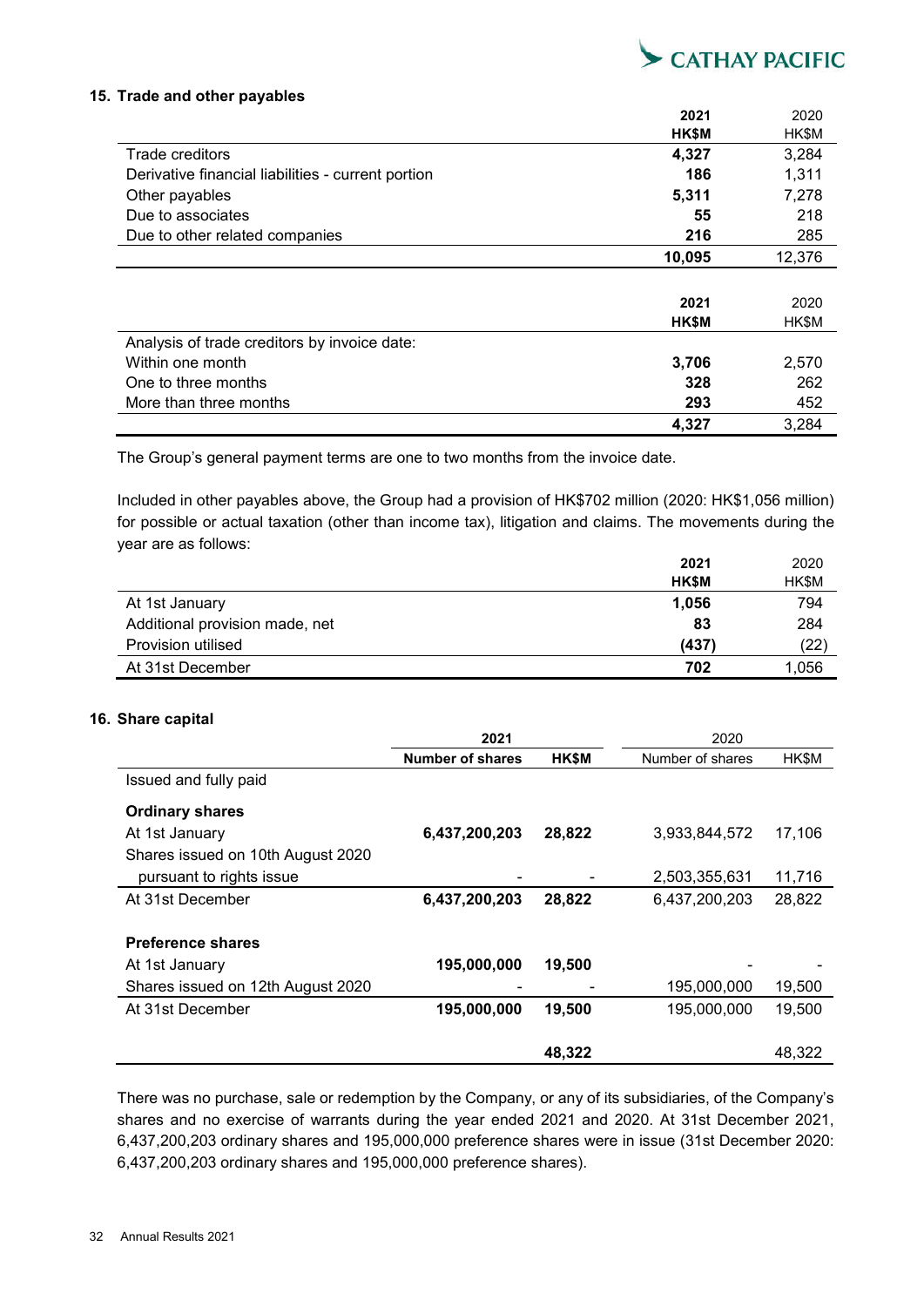## 15. Trade and other payables

| | 2021 HK$M | 2020 HK$M |
|---|---|---|
| Trade creditors | **4,327** | 3,284 |
| Derivative financial liabilities - current portion | **186** | 1,311 |
| Other payables | **5,311** | 7,278 |
| Due to associates | **55** | 218 |
| Due to other related companies | **216** | 285 |
| | **10,095** | 12,376 |

| | 2021 HK$M | 2020 HK$M |
|---|---|---|
| Analysis of trade creditors by invoice date: | | |
| Within one month | **3,706** | 2,570 |
| One to three months | **328** | 262 |
| More than three months | **293** | 452 |
| | **4,327** | 3,284 |

The Group's general payment terms are one to two months from the invoice date.

Included in other payables above, the Group had a provision of HK$702 million (2020: HK$1,056 million) for possible or actual taxation (other than income tax), litigation and claims. The movements during the year are as follows:

| | 2021 HK$M | 2020 HK$M |
|---|---|---|
| At 1st January | **1,056** | 794 |
| Additional provision made, net | **83** | 284 |
| Provision utilised | **(437)** | (22) |
| At 31st December | **702** | 1,056 |

## 16. Share capital

| | 2021 | | 2020 | |
|---|---|---|---|---|
| | **Number of shares** | **HK$M** | Number of shares | HK$M |
| Issued and fully paid | | | | |
| **Ordinary shares** | | | | |
| At 1st January | **6,437,200,203** | **28,822** | 3,933,844,572 | 17,106 |
| Shares issued on 10th August 2020 pursuant to rights issue | **-** | **-** | 2,503,355,631 | 11,716 |
| At 31st December | **6,437,200,203** | **28,822** | 6,437,200,203 | 28,822 |
| **Preference shares** | | | | |
| At 1st January | **195,000,000** | **19,500** | - | - |
| Shares issued on 12th August 2020 | **-** | **-** | 195,000,000 | 19,500 |
| At 31st December | **195,000,000** | **19,500** | 195,000,000 | 19,500 |
| | | **48,322** | | 48,322 |

There was no purchase, sale or redemption by the Company, or any of its subsidiaries, of the Company's shares and no exercise of warrants during the year ended 2021 and 2020. At 31st December 2021, 6,437,200,203 ordinary shares and 195,000,000 preference shares were in issue (31st December 2020: 6,437,200,203 ordinary shares and 195,000,000 preference shares).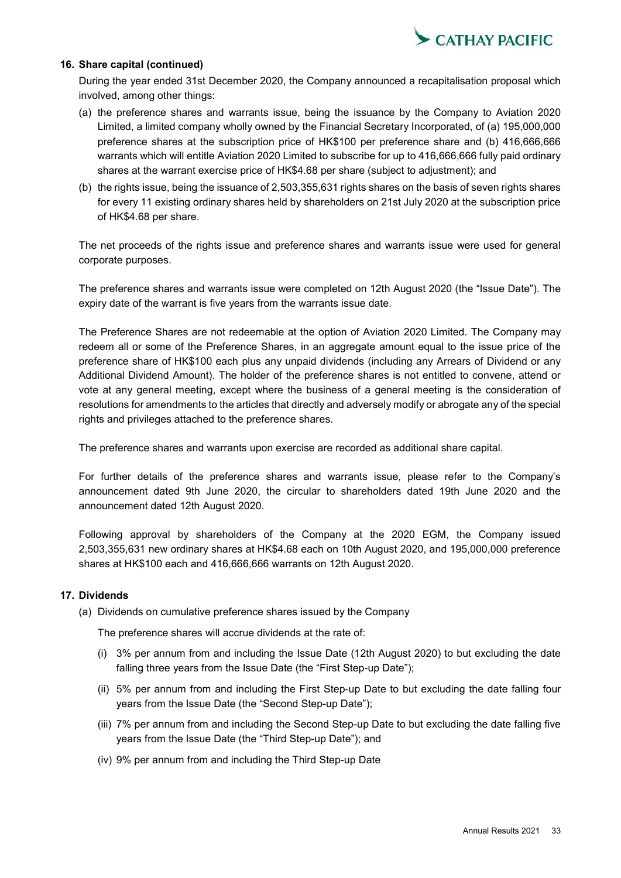### 16. Share capital (continued)

During the year ended 31st December 2020, the Company announced a recapitalisation proposal which involved, among other things:

(a) the preference shares and warrants issue, being the issuance by the Company to Aviation 2020 Limited, a limited company wholly owned by the Financial Secretary Incorporated, of (a) 195,000,000 preference shares at the subscription price of HK$100 per preference share and (b) 416,666,666 warrants which will entitle Aviation 2020 Limited to subscribe for up to 416,666,666 fully paid ordinary shares at the warrant exercise price of HK$4.68 per share (subject to adjustment); and

(b) the rights issue, being the issuance of 2,503,355,631 rights shares on the basis of seven rights shares for every 11 existing ordinary shares held by shareholders on 21st July 2020 at the subscription price of HK$4.68 per share.

The net proceeds of the rights issue and preference shares and warrants issue were used for general corporate purposes.

The preference shares and warrants issue were completed on 12th August 2020 (the "Issue Date"). The expiry date of the warrant is five years from the warrants issue date.

The Preference Shares are not redeemable at the option of Aviation 2020 Limited. The Company may redeem all or some of the Preference Shares, in an aggregate amount equal to the issue price of the preference share of HK$100 each plus any unpaid dividends (including any Arrears of Dividend or any Additional Dividend Amount). The holder of the preference shares is not entitled to convene, attend or vote at any general meeting, except where the business of a general meeting is the consideration of resolutions for amendments to the articles that directly and adversely modify or abrogate any of the special rights and privileges attached to the preference shares.

The preference shares and warrants upon exercise are recorded as additional share capital.

For further details of the preference shares and warrants issue, please refer to the Company's announcement dated 9th June 2020, the circular to shareholders dated 19th June 2020 and the announcement dated 12th August 2020.

Following approval by shareholders of the Company at the 2020 EGM, the Company issued 2,503,355,631 new ordinary shares at HK$4.68 each on 10th August 2020, and 195,000,000 preference shares at HK$100 each and 416,666,666 warrants on 12th August 2020.

### 17. Dividends

(a) Dividends on cumulative preference shares issued by the Company

The preference shares will accrue dividends at the rate of:

(i) 3% per annum from and including the Issue Date (12th August 2020) to but excluding the date falling three years from the Issue Date (the "First Step-up Date");

(ii) 5% per annum from and including the First Step-up Date to but excluding the date falling four years from the Issue Date (the "Second Step-up Date");

(iii) 7% per annum from and including the Second Step-up Date to but excluding the date falling five years from the Issue Date (the "Third Step-up Date"); and

(iv) 9% per annum from and including the Third Step-up Date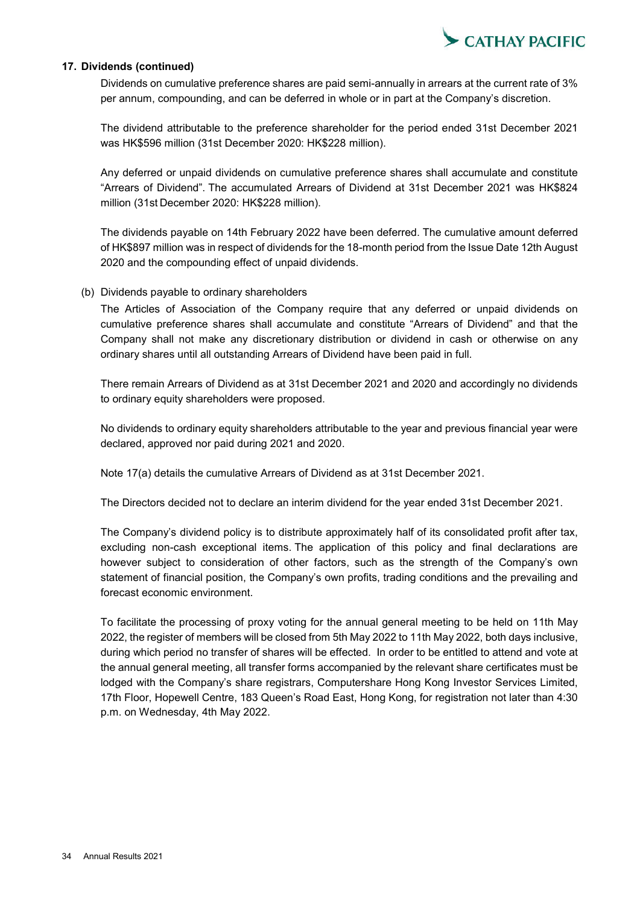## 17. Dividends (continued)

Dividends on cumulative preference shares are paid semi-annually in arrears at the current rate of 3% per annum, compounding, and can be deferred in whole or in part at the Company's discretion.

The dividend attributable to the preference shareholder for the period ended 31st December 2021 was HK$596 million (31st December 2020: HK$228 million).

Any deferred or unpaid dividends on cumulative preference shares shall accumulate and constitute "Arrears of Dividend". The accumulated Arrears of Dividend at 31st December 2021 was HK$824 million (31st December 2020: HK$228 million).

The dividends payable on 14th February 2022 have been deferred. The cumulative amount deferred of HK$897 million was in respect of dividends for the 18-month period from the Issue Date 12th August 2020 and the compounding effect of unpaid dividends.

(b) Dividends payable to ordinary shareholders

The Articles of Association of the Company require that any deferred or unpaid dividends on cumulative preference shares shall accumulate and constitute "Arrears of Dividend" and that the Company shall not make any discretionary distribution or dividend in cash or otherwise on any ordinary shares until all outstanding Arrears of Dividend have been paid in full.

There remain Arrears of Dividend as at 31st December 2021 and 2020 and accordingly no dividends to ordinary equity shareholders were proposed.

No dividends to ordinary equity shareholders attributable to the year and previous financial year were declared, approved nor paid during 2021 and 2020.

Note 17(a) details the cumulative Arrears of Dividend as at 31st December 2021.

The Directors decided not to declare an interim dividend for the year ended 31st December 2021.

The Company's dividend policy is to distribute approximately half of its consolidated profit after tax, excluding non-cash exceptional items. The application of this policy and final declarations are however subject to consideration of other factors, such as the strength of the Company's own statement of financial position, the Company's own profits, trading conditions and the prevailing and forecast economic environment.

To facilitate the processing of proxy voting for the annual general meeting to be held on 11th May 2022, the register of members will be closed from 5th May 2022 to 11th May 2022, both days inclusive, during which period no transfer of shares will be effected. In order to be entitled to attend and vote at the annual general meeting, all transfer forms accompanied by the relevant share certificates must be lodged with the Company's share registrars, Computershare Hong Kong Investor Services Limited, 17th Floor, Hopewell Centre, 183 Queen's Road East, Hong Kong, for registration not later than 4:30 p.m. on Wednesday, 4th May 2022.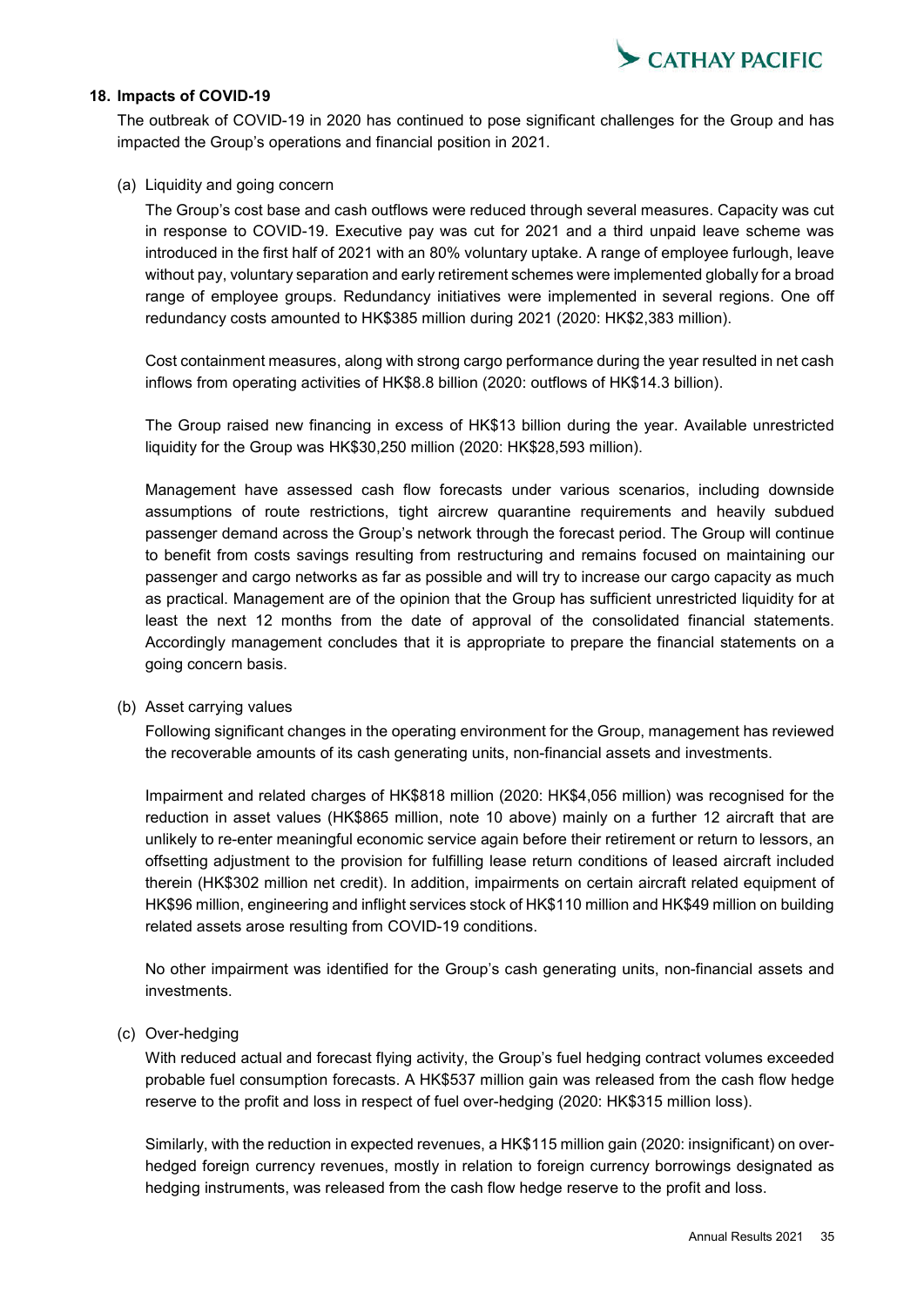## 18. Impacts of COVID-19

The outbreak of COVID-19 in 2020 has continued to pose significant challenges for the Group and has impacted the Group's operations and financial position in 2021.

(a) Liquidity and going concern

The Group's cost base and cash outflows were reduced through several measures. Capacity was cut in response to COVID-19. Executive pay was cut for 2021 and a third unpaid leave scheme was introduced in the first half of 2021 with an 80% voluntary uptake. A range of employee furlough, leave without pay, voluntary separation and early retirement schemes were implemented globally for a broad range of employee groups. Redundancy initiatives were implemented in several regions. One off redundancy costs amounted to HK$385 million during 2021 (2020: HK$2,383 million).

Cost containment measures, along with strong cargo performance during the year resulted in net cash inflows from operating activities of HK$8.8 billion (2020: outflows of HK$14.3 billion).

The Group raised new financing in excess of HK$13 billion during the year. Available unrestricted liquidity for the Group was HK$30,250 million (2020: HK$28,593 million).

Management have assessed cash flow forecasts under various scenarios, including downside assumptions of route restrictions, tight aircrew quarantine requirements and heavily subdued passenger demand across the Group's network through the forecast period. The Group will continue to benefit from costs savings resulting from restructuring and remains focused on maintaining our passenger and cargo networks as far as possible and will try to increase our cargo capacity as much as practical. Management are of the opinion that the Group has sufficient unrestricted liquidity for at least the next 12 months from the date of approval of the consolidated financial statements. Accordingly management concludes that it is appropriate to prepare the financial statements on a going concern basis.

(b) Asset carrying values

Following significant changes in the operating environment for the Group, management has reviewed the recoverable amounts of its cash generating units, non-financial assets and investments.

Impairment and related charges of HK$818 million (2020: HK$4,056 million) was recognised for the reduction in asset values (HK$865 million, note 10 above) mainly on a further 12 aircraft that are unlikely to re-enter meaningful economic service again before their retirement or return to lessors, an offsetting adjustment to the provision for fulfilling lease return conditions of leased aircraft included therein (HK$302 million net credit). In addition, impairments on certain aircraft related equipment of HK$96 million, engineering and inflight services stock of HK$110 million and HK$49 million on building related assets arose resulting from COVID-19 conditions.

No other impairment was identified for the Group's cash generating units, non-financial assets and investments.

(c) Over-hedging

With reduced actual and forecast flying activity, the Group's fuel hedging contract volumes exceeded probable fuel consumption forecasts. A HK$537 million gain was released from the cash flow hedge reserve to the profit and loss in respect of fuel over-hedging (2020: HK$315 million loss).

Similarly, with the reduction in expected revenues, a HK$115 million gain (2020: insignificant) on over-hedged foreign currency revenues, mostly in relation to foreign currency borrowings designated as hedging instruments, was released from the cash flow hedge reserve to the profit and loss.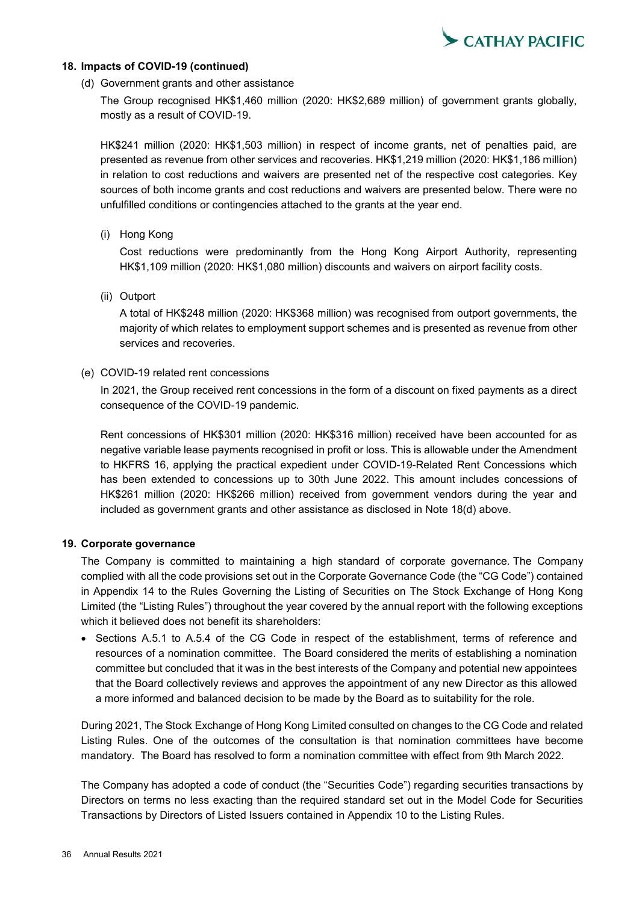## 18. Impacts of COVID-19 (continued)

(d) Government grants and other assistance

The Group recognised HK$1,460 million (2020: HK$2,689 million) of government grants globally, mostly as a result of COVID-19.

HK$241 million (2020: HK$1,503 million) in respect of income grants, net of penalties paid, are presented as revenue from other services and recoveries. HK$1,219 million (2020: HK$1,186 million) in relation to cost reductions and waivers are presented net of the respective cost categories. Key sources of both income grants and cost reductions and waivers are presented below. There were no unfulfilled conditions or contingencies attached to the grants at the year end.

(i) Hong Kong

Cost reductions were predominantly from the Hong Kong Airport Authority, representing HK$1,109 million (2020: HK$1,080 million) discounts and waivers on airport facility costs.

(ii) Outport

A total of HK$248 million (2020: HK$368 million) was recognised from outport governments, the majority of which relates to employment support schemes and is presented as revenue from other services and recoveries.

(e) COVID-19 related rent concessions

In 2021, the Group received rent concessions in the form of a discount on fixed payments as a direct consequence of the COVID-19 pandemic.

Rent concessions of HK$301 million (2020: HK$316 million) received have been accounted for as negative variable lease payments recognised in profit or loss. This is allowable under the Amendment to HKFRS 16, applying the practical expedient under COVID-19-Related Rent Concessions which has been extended to concessions up to 30th June 2022. This amount includes concessions of HK$261 million (2020: HK$266 million) received from government vendors during the year and included as government grants and other assistance as disclosed in Note 18(d) above.

## 19. Corporate governance

The Company is committed to maintaining a high standard of corporate governance. The Company complied with all the code provisions set out in the Corporate Governance Code (the "CG Code") contained in Appendix 14 to the Rules Governing the Listing of Securities on The Stock Exchange of Hong Kong Limited (the "Listing Rules") throughout the year covered by the annual report with the following exceptions which it believed does not benefit its shareholders:

- Sections A.5.1 to A.5.4 of the CG Code in respect of the establishment, terms of reference and resources of a nomination committee. The Board considered the merits of establishing a nomination committee but concluded that it was in the best interests of the Company and potential new appointees that the Board collectively reviews and approves the appointment of any new Director as this allowed a more informed and balanced decision to be made by the Board as to suitability for the role.

During 2021, The Stock Exchange of Hong Kong Limited consulted on changes to the CG Code and related Listing Rules. One of the outcomes of the consultation is that nomination committees have become mandatory. The Board has resolved to form a nomination committee with effect from 9th March 2022.

The Company has adopted a code of conduct (the "Securities Code") regarding securities transactions by Directors on terms no less exacting than the required standard set out in the Model Code for Securities Transactions by Directors of Listed Issuers contained in Appendix 10 to the Listing Rules.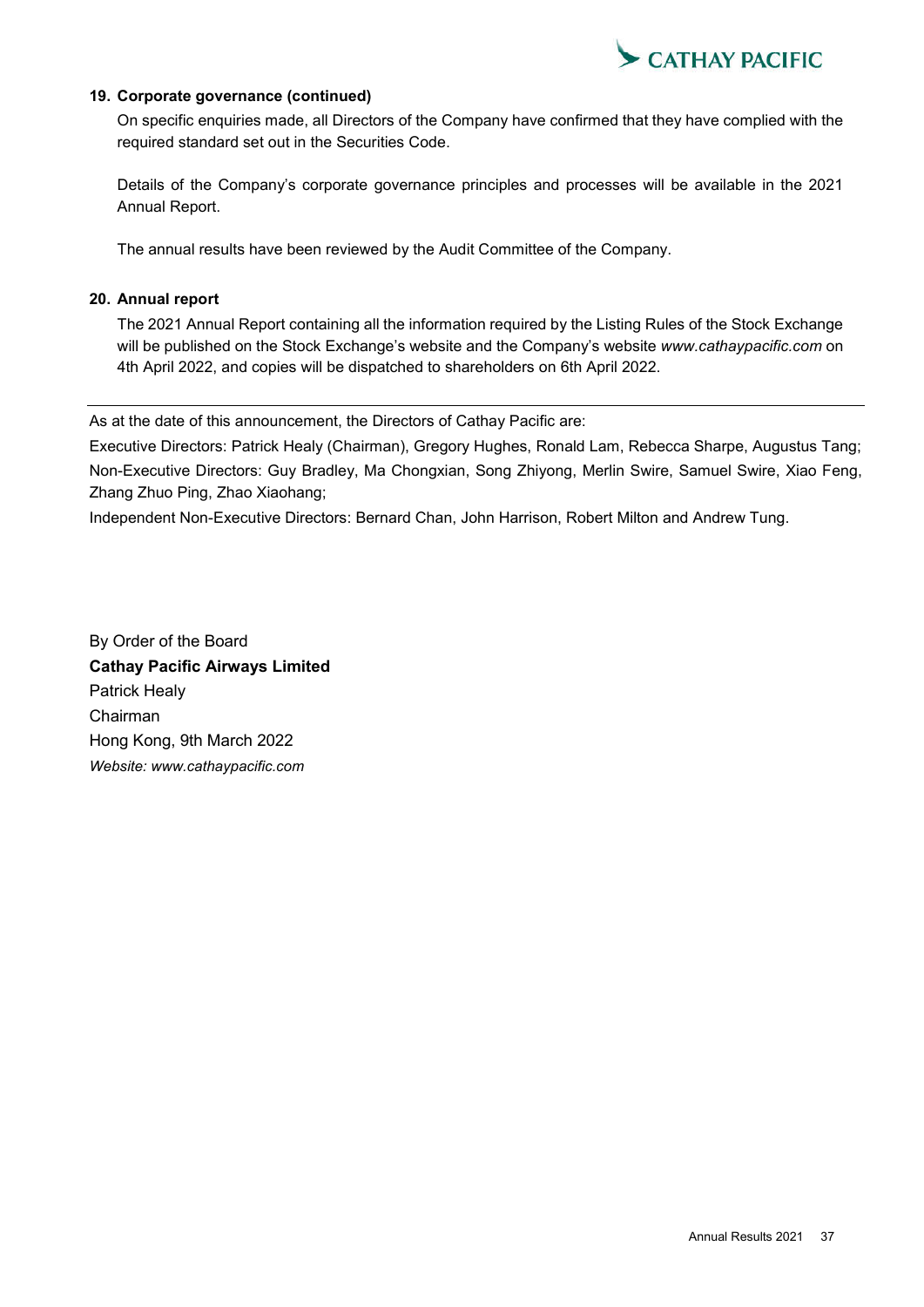### 19. Corporate governance (continued)

On specific enquiries made, all Directors of the Company have confirmed that they have complied with the required standard set out in the Securities Code.

Details of the Company's corporate governance principles and processes will be available in the 2021 Annual Report.

The annual results have been reviewed by the Audit Committee of the Company.

### 20. Annual report

The 2021 Annual Report containing all the information required by the Listing Rules of the Stock Exchange will be published on the Stock Exchange's website and the Company's website *www.cathaypacific.com* on 4th April 2022, and copies will be dispatched to shareholders on 6th April 2022.

---

As at the date of this announcement, the Directors of Cathay Pacific are:

Executive Directors: Patrick Healy (Chairman), Gregory Hughes, Ronald Lam, Rebecca Sharpe, Augustus Tang;
Non-Executive Directors: Guy Bradley, Ma Chongxian, Song Zhiyong, Merlin Swire, Samuel Swire, Xiao Feng, Zhang Zhuo Ping, Zhao Xiaohang;
Independent Non-Executive Directors: Bernard Chan, John Harrison, Robert Milton and Andrew Tung.

By Order of the Board
**Cathay Pacific Airways Limited**
Patrick Healy
Chairman
Hong Kong, 9th March 2022
*Website: www.cathaypacific.com*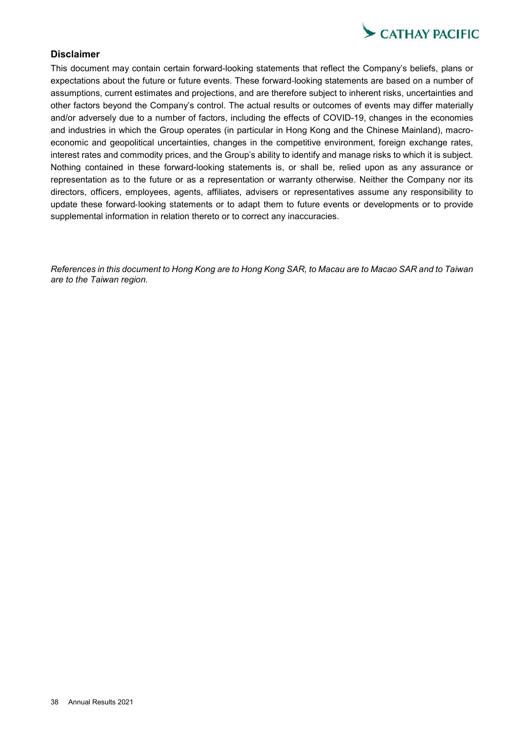## Disclaimer

This document may contain certain forward-looking statements that reflect the Company's beliefs, plans or expectations about the future or future events. These forward-looking statements are based on a number of assumptions, current estimates and projections, and are therefore subject to inherent risks, uncertainties and other factors beyond the Company's control. The actual results or outcomes of events may differ materially and/or adversely due to a number of factors, including the effects of COVID-19, changes in the economies and industries in which the Group operates (in particular in Hong Kong and the Chinese Mainland), macro-economic and geopolitical uncertainties, changes in the competitive environment, foreign exchange rates, interest rates and commodity prices, and the Group's ability to identify and manage risks to which it is subject. Nothing contained in these forward-looking statements is, or shall be, relied upon as any assurance or representation as to the future or as a representation or warranty otherwise. Neither the Company nor its directors, officers, employees, agents, affiliates, advisers or representatives assume any responsibility to update these forward-looking statements or to adapt them to future events or developments or to provide supplemental information in relation thereto or to correct any inaccuracies.

*References in this document to Hong Kong are to Hong Kong SAR, to Macau are to Macao SAR and to Taiwan are to the Taiwan region.*